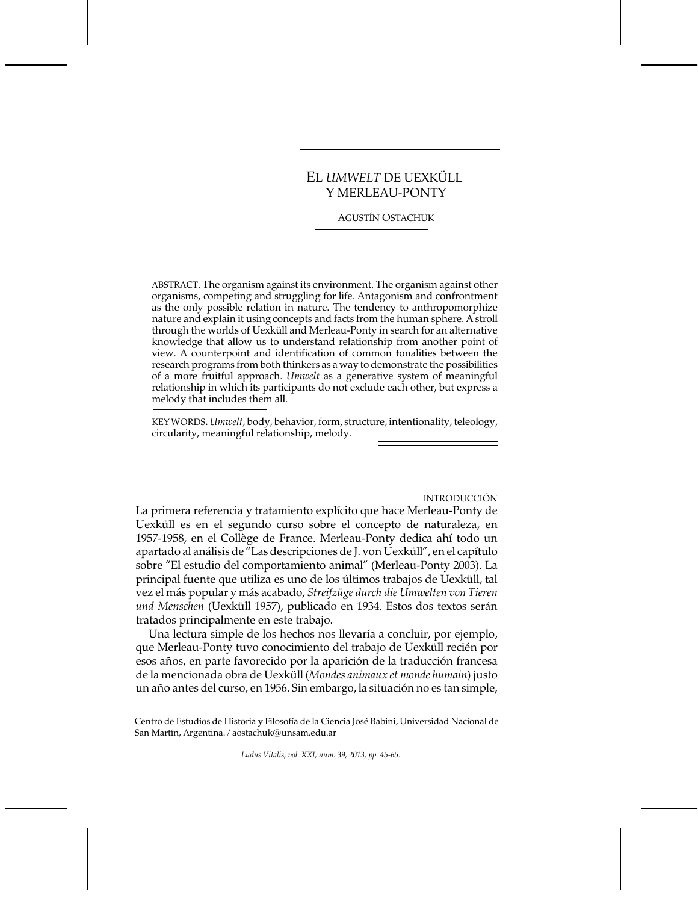# EL *UMWELT* DE UEXKÜLL Y MERLEAU-PONTY

AGUSTÍN OSTACHUK

ABSTRACT. The organism against its environment. The organism against other organisms, competing and struggling for life. Antagonism and confrontment as the only possible relation in nature. The tendency to anthropomorphize nature and explain it using concepts and facts from the human sphere. A stroll through the worlds of Uexküll and Merleau-Ponty in search for an alternative knowledge that allow us to understand relationship from another point of view. A counterpoint and identification of common tonalities between the research programs from both thinkers as a way to demonstrate the possibilities of a more fruitful approach. *Umwelt* as a generative system of meaningful relationship in which its participants do not exclude each other, but express a melody that includes them all.

KEY WORDS. *Umwelt*, body, behavior, form, structure, intentionality, teleology, circularity, meaningful relationship, melody.

## INTRODUCCIÓN

La primera referencia y tratamiento explícito que hace Merleau-Ponty de Uexküll es en el segundo curso sobre el concepto de naturaleza, en 1957-1958, en el Collège de France. Merleau-Ponty dedica ahí todo un apartado al análisis de "Las descripciones de J. von Uexküll", en el capítulo sobre "El estudio del comportamiento animal" (Merleau-Ponty 2003). La principal fuente que utiliza es uno de los últimos trabajos de Uexküll, tal vez el más popular y más acabado, *Streifzüge durch die Umwelten von Tieren und Menschen* (Uexküll 1957), publicado en 1934. Estos dos textos serán tratados principalmente en este trabajo.

Una lectura simple de los hechos nos llevaría a concluir, por ejemplo, que Merleau-Ponty tuvo conocimiento del trabajo de Uexküll recién por esos años, en parte favorecido por la aparición de la traducción francesa de la mencionada obra de Uexküll (*Mondes animaux et monde humain*) justo un año antes del curso, en 1956. Sin embargo, la situación no es tan simple,

Centro de Estudios de Historia y Filosofía de la Ciencia José Babini, Universidad Nacional de San Martín, Argentina. / aostachuk@unsam.edu.ar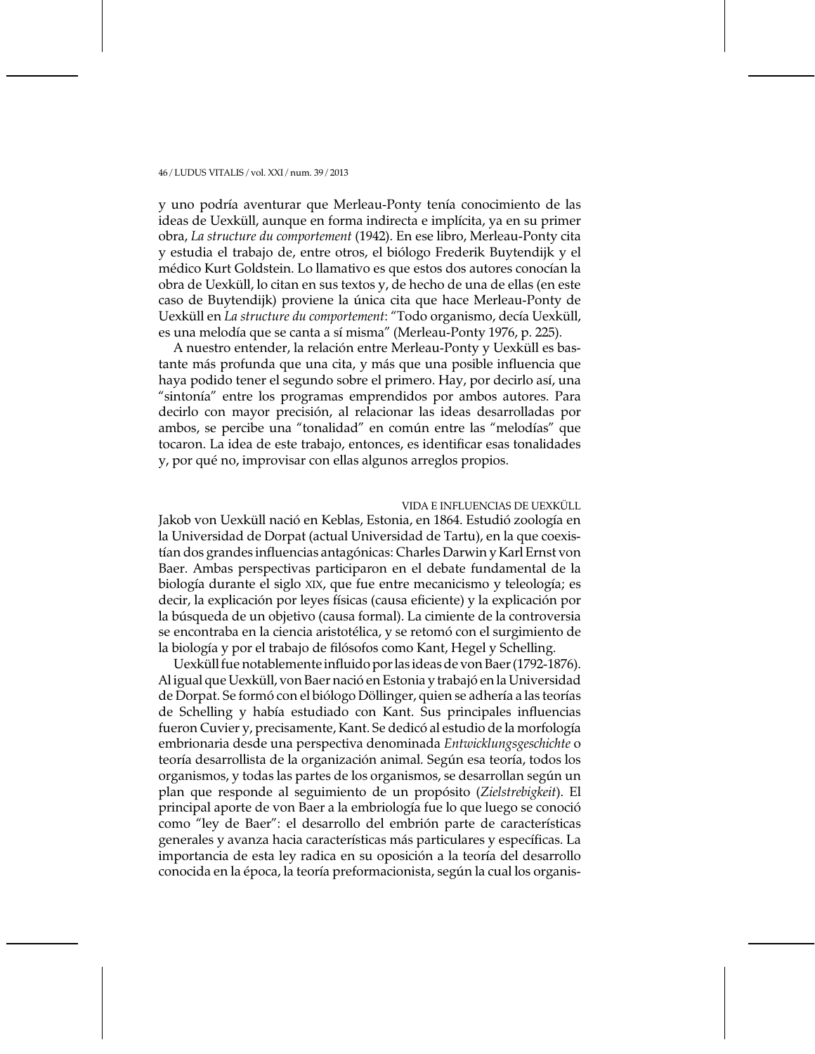y uno podría aventurar que Merleau-Ponty tenía conocimiento de las ideas de Uexküll, aunque en forma indirecta e implícita, ya en su primer obra, *La structure du comportement* (1942). En ese libro, Merleau-Ponty cita y estudia el trabajo de, entre otros, el biólogo Frederik Buytendijk y el médico Kurt Goldstein. Lo llamativo es que estos dos autores conocían la obra de Uexküll, lo citan en sus textos y, de hecho de una de ellas (en este caso de Buytendijk) proviene la única cita que hace Merleau-Ponty de Uexküll en *La structure du comportement*: "Todo organismo, decía Uexküll, es una melodía que se canta a sí misma" (Merleau-Ponty 1976, p. 225).

A nuestro entender, la relación entre Merleau-Ponty y Uexküll es bastante más profunda que una cita, y más que una posible influencia que haya podido tener el segundo sobre el primero. Hay, por decirlo así, una "sintonía" entre los programas emprendidos por ambos autores. Para decirlo con mayor precisión, al relacionar las ideas desarrolladas por ambos, se percibe una "tonalidad" en común entre las "melodías" que tocaron. La idea de este trabajo, entonces, es identificar esas tonalidades y, por qué no, improvisar con ellas algunos arreglos propios.

## VIDA E INFLUENCIAS DE UEXKÜLL

Jakob von Uexküll nació en Keblas, Estonia, en 1864. Estudió zoología en la Universidad de Dorpat (actual Universidad de Tartu), en la que coexistían dos grandes influencias antagónicas: Charles Darwin y Karl Ernst von Baer. Ambas perspectivas participaron en el debate fundamental de la biología durante el siglo XIX, que fue entre mecanicismo y teleología; es decir, la explicación por leyes físicas (causa eficiente) y la explicación por la búsqueda de un objetivo (causa formal). La cimiente de la controversia se encontraba en la ciencia aristotélica, y se retomó con el surgimiento de la biología y por el trabajo de filósofos como Kant, Hegel y Schelling.

Uexküll fue notablemente influido por las ideas de von Baer (1792-1876). Al igual que Uexküll, von Baer nació en Estonia y trabajó en la Universidad de Dorpat. Se formó con el biólogo Döllinger, quien se adhería a las teorías de Schelling y había estudiado con Kant. Sus principales influencias fueron Cuvier y, precisamente, Kant. Se dedicó al estudio de la morfología embrionaria desde una perspectiva denominada *Entwicklungsgeschichte* o teoría desarrollista de la organización animal. Según esa teoría, todos los organismos, y todas las partes de los organismos, se desarrollan según un plan que responde al seguimiento de un propósito (*Zielstrebigkeit*). El principal aporte de von Baer a la embriología fue lo que luego se conoció como "ley de Baer": el desarrollo del embrión parte de características generales y avanza hacia características más particulares y específicas. La importancia de esta ley radica en su oposición a la teoría del desarrollo conocida en la época, la teoría preformacionista, según la cual los organis-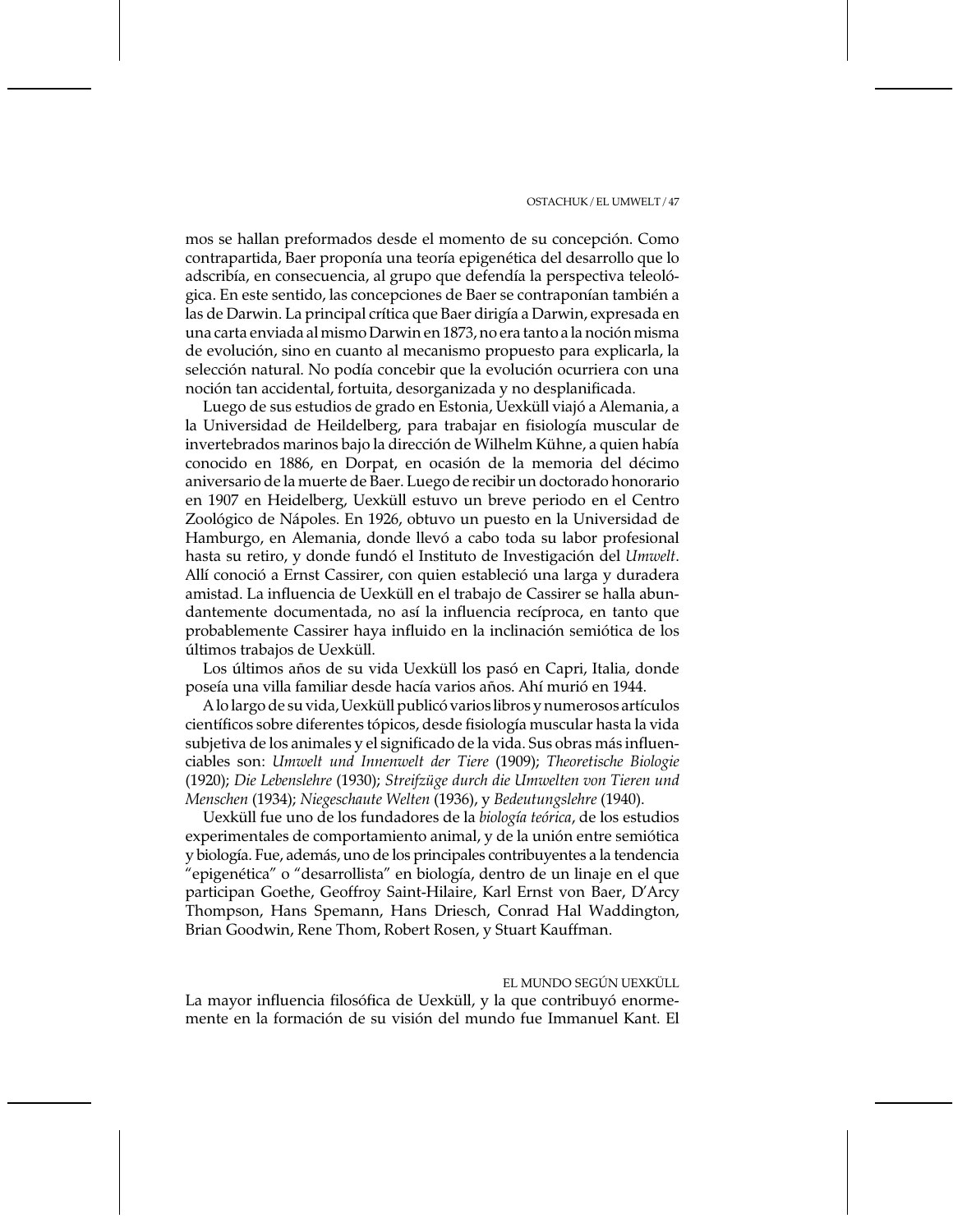mos se hallan preformados desde el momento de su concepción. Como contrapartida, Baer proponía una teoría epigenética del desarrollo que lo adscribía, en consecuencia, al grupo que defendía la perspectiva teleológica. En este sentido, las concepciones de Baer se contraponían también a las de Darwin. La principal crítica que Baer dirigía a Darwin, expresada en una carta enviada al mismo Darwin en 1873, no era tanto a la noción misma de evolución, sino en cuanto al mecanismo propuesto para explicarla, la selección natural. No podía concebir que la evolución ocurriera con una noción tan accidental, fortuita, desorganizada y no desplanificada.

Luego de sus estudios de grado en Estonia, Uexküll viajó a Alemania, a la Universidad de Heildelberg, para trabajar en fisiología muscular de invertebrados marinos bajo la dirección de Wilhelm Kühne, a quien había conocido en 1886, en Dorpat, en ocasión de la memoria del décimo aniversario de la muerte de Baer. Luego de recibir un doctorado honorario en 1907 en Heidelberg, Uexküll estuvo un breve periodo en el Centro Zoológico de Nápoles. En 1926, obtuvo un puesto en la Universidad de Hamburgo, en Alemania, donde llevó a cabo toda su labor profesional hasta su retiro, y donde fundó el Instituto de Investigación del *Umwelt*. Allí conoció a Ernst Cassirer, con quien estableció una larga y duradera amistad. La influencia de Uexküll en el trabajo de Cassirer se halla abundantemente documentada, no así la influencia recíproca, en tanto que probablemente Cassirer haya influido en la inclinación semiótica de los últimos trabajos de Uexküll.

Los últimos años de su vida Uexküll los pasó en Capri, Italia, donde poseía una villa familiar desde hacía varios años. Ahí murió en 1944.

A lo largo de su vida, Uexküll publicó varios libros y numerosos artículos científicos sobre diferentes tópicos, desde fisiología muscular hasta la vida subjetiva de los animales y el significado de la vida. Sus obras más influenciables son: *Umwelt und Innenwelt der Tiere* (1909); *Theoretische Biologie* (1920); *Die Lebenslehre* (1930); *Streifzüge durch die Umwelten von Tieren und Menschen* (1934); *Niegeschaute Welten* (1936), y *Bedeutungslehre* (1940).

Uexküll fue uno de los fundadores de la *biología teórica*, de los estudios experimentales de comportamiento animal, y de la unión entre semiótica y biología. Fue, además, uno de los principales contribuyentes a la tendencia "epigenética" o "desarrollista" en biología, dentro de un linaje en el que participan Goethe, Geoffroy Saint-Hilaire, Karl Ernst von Baer, D'Arcy Thompson, Hans Spemann, Hans Driesch, Conrad Hal Waddington, Brian Goodwin, Rene Thom, Robert Rosen, y Stuart Kauffman.

## EL MUNDO SEGÚN UEXKÜLL

La mayor influencia filosófica de Uexküll, y la que contribuyó enormemente en la formación de su visión del mundo fue Immanuel Kant. El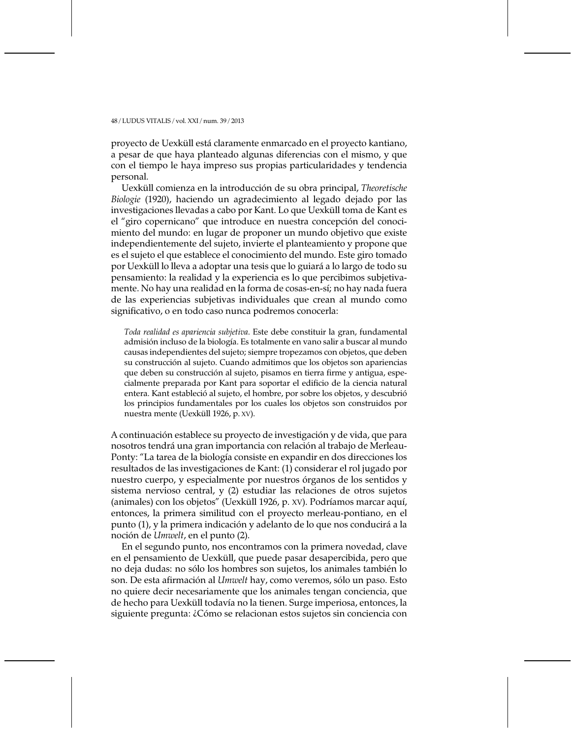proyecto de Uexküll está claramente enmarcado en el proyecto kantiano, a pesar de que haya planteado algunas diferencias con el mismo, y que con el tiempo le haya impreso sus propias particularidades y tendencia personal.

Uexküll comienza en la introducción de su obra principal, *Theoretische Biologie* (1920), haciendo un agradecimiento al legado dejado por las investigaciones llevadas a cabo por Kant. Lo que Uexküll toma de Kant es el "giro copernicano" que introduce en nuestra concepción del conocimiento del mundo: en lugar de proponer un mundo objetivo que existe independientemente del sujeto, invierte el planteamiento y propone que es el sujeto el que establece el conocimiento del mundo. Este giro tomado por Uexküll lo lleva a adoptar una tesis que lo guiará a lo largo de todo su pensamiento: la realidad y la experiencia es lo que percibimos subjetivamente. No hay una realidad en la forma de cosas-en-sí; no hay nada fuera de las experiencias subjetivas individuales que crean al mundo como significativo, o en todo caso nunca podremos conocerla:

> *Toda realidad es apariencia subjetiva*. Este debe constituir la gran, fundamental admisión incluso de la biología. Es totalmente en vano salir a buscar al mundo causas independientes del sujeto; siempre tropezamos con objetos, que deben su construcción al sujeto. Cuando admitimos que los objetos son apariencias que deben su construcción al sujeto, pisamos en tierra firme y antigua, especialmente preparada por Kant para soportar el edificio de la ciencia natural entera. Kant estableció al sujeto, el hombre, por sobre los objetos, y descubrió los principios fundamentales por los cuales los objetos son construidos por nuestra mente (Uexküll 1926, p. XV).

A continuación establece su proyecto de investigación y de vida, que para nosotros tendrá una gran importancia con relación al trabajo de Merleau-Ponty: "La tarea de la biología consiste en expandir en dos direcciones los resultados de las investigaciones de Kant: (1) considerar el rol jugado por nuestro cuerpo, y especialmente por nuestros órganos de los sentidos y sistema nervioso central, y (2) estudiar las relaciones de otros sujetos (animales) con los objetos" (Uexküll 1926, p. XV). Podríamos marcar aquí, entonces, la primera similitud con el proyecto merleau-pontiano, en el punto (1), y la primera indicación y adelanto de lo que nos conducirá a la noción de *Umwelt*, en el punto (2).

En el segundo punto, nos encontramos con la primera novedad, clave en el pensamiento de Uexküll, que puede pasar desapercibida, pero que no deja dudas: no sólo los hombres son sujetos, los animales también lo son. De esta afirmación al *Umwelt* hay, como veremos, sólo un paso. Esto no quiere decir necesariamente que los animales tengan conciencia, que de hecho para Uexküll todavía no la tienen. Surge imperiosa, entonces, la siguiente pregunta: ¿Cómo se relacionan estos sujetos sin conciencia con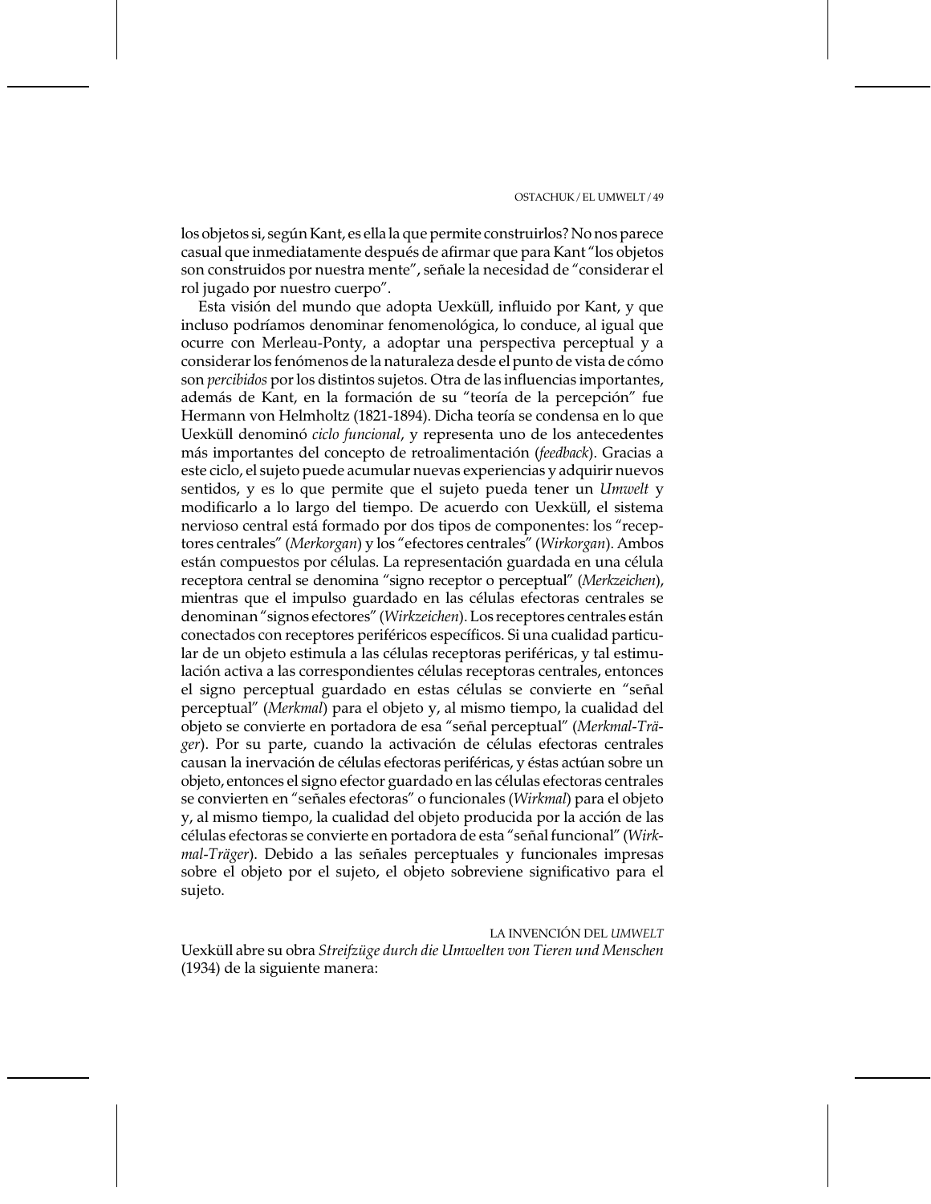los objetos si, según Kant, es ella la que permite construirlos? No nos parece casual que inmediatamente después de afirmar que para Kant "los objetos son construidos por nuestra mente", señale la necesidad de "considerar el rol jugado por nuestro cuerpo".

Esta visión del mundo que adopta Uexküll, influido por Kant, y que incluso podríamos denominar fenomenológica, lo conduce, al igual que ocurre con Merleau-Ponty, a adoptar una perspectiva perceptual y a considerar los fenómenos de la naturaleza desde el punto de vista de cómo son *percibidos* por los distintos sujetos. Otra de las influencias importantes, además de Kant, en la formación de su "teoría de la percepción" fue Hermann von Helmholtz (1821-1894). Dicha teoría se condensa en lo que Uexküll denominó *ciclo funcional*, y representa uno de los antecedentes más importantes del concepto de retroalimentación (*feedback*). Gracias a este ciclo, el sujeto puede acumular nuevas experiencias y adquirir nuevos sentidos, y es lo que permite que el sujeto pueda tener un *Umwelt* y modificarlo a lo largo del tiempo. De acuerdo con Uexküll, el sistema nervioso central está formado por dos tipos de componentes: los "receptores centrales" (*Merkorgan*) y los "efectores centrales" (*Wirkorgan*). Ambos están compuestos por células. La representación guardada en una célula receptora central se denomina "signo receptor o perceptual" (*Merkzeichen*), mientras que el impulso guardado en las células efectoras centrales se denominan "signos efectores" (*Wirkzeichen*). Los receptores centrales están conectados con receptores periféricos específicos. Si una cualidad particular de un objeto estimula a las células receptoras periféricas, y tal estimulación activa a las correspondientes células receptoras centrales, entonces el signo perceptual guardado en estas células se convierte en "señal perceptual" (*Merkmal*) para el objeto y, al mismo tiempo, la cualidad del objeto se convierte en portadora de esa "señal perceptual" (*Merkmal-Träger*). Por su parte, cuando la activación de células efectoras centrales causan la inervación de células efectoras periféricas, y éstas actúan sobre un objeto, entonces el signo efector guardado en las células efectoras centrales se convierten en "señales efectoras" o funcionales (*Wirkmal*) para el objeto y, al mismo tiempo, la cualidad del objeto producida por la acción de las células efectoras se convierte en portadora de esta "señal funcional" (*Wirkmal-Träger*). Debido a las señales perceptuales y funcionales impresas sobre el objeto por el sujeto, el objeto sobreviene significativo para el sujeto.

## LA INVENCIÓN DEL *UMWELT*

Uexküll abre su obra *Streifzüge durch die Umwelten von Tieren und Menschen* (1934) de la siguiente manera: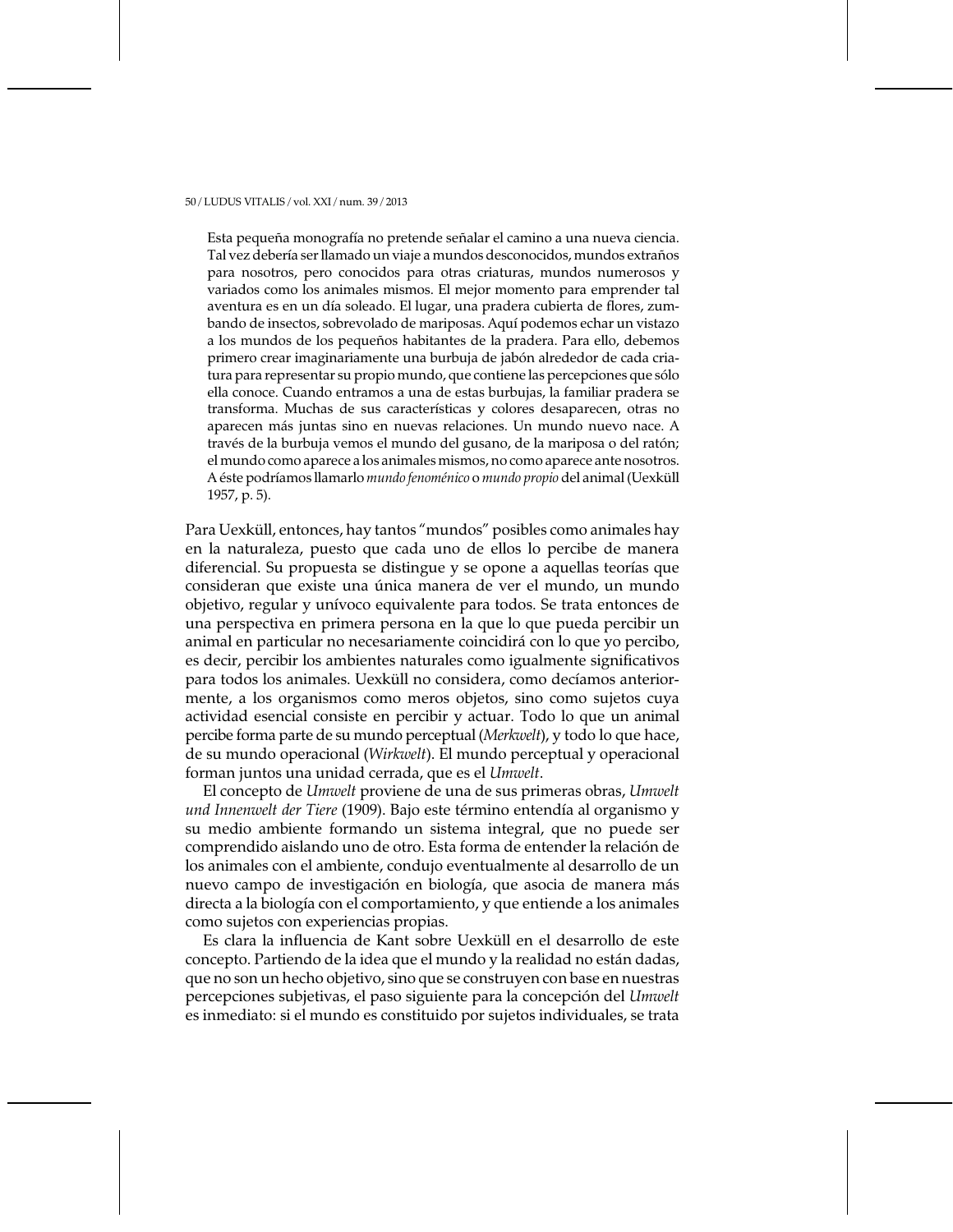> Esta pequeña monografía no pretende señalar el camino a una nueva ciencia. Tal vez debería ser llamado un viaje a mundos desconocidos, mundos extraños para nosotros, pero conocidos para otras criaturas, mundos numerosos y variados como los animales mismos. El mejor momento para emprender tal aventura es en un día soleado. El lugar, una pradera cubierta de flores, zumbando de insectos, sobrevolado de mariposas. Aquí podemos echar un vistazo a los mundos de los pequeños habitantes de la pradera. Para ello, debemos primero crear imaginariamente una burbuja de jabón alrededor de cada criatura para representar su propio mundo, que contiene las percepciones que sólo ella conoce. Cuando entramos a una de estas burbujas, la familiar pradera se transforma. Muchas de sus características y colores desaparecen, otras no aparecen más juntas sino en nuevas relaciones. Un mundo nuevo nace. A través de la burbuja vemos el mundo del gusano, de la mariposa o del ratón; el mundo como aparece a los animales mismos, no como aparece ante nosotros. A éste podríamos llamarlo *mundo fenoménico* o *mundo propio* del animal (Uexküll 1957, p. 5).

Para Uexküll, entonces, hay tantos "mundos" posibles como animales hay en la naturaleza, puesto que cada uno de ellos lo percibe de manera diferencial. Su propuesta se distingue y se opone a aquellas teorías que consideran que existe una única manera de ver el mundo, un mundo objetivo, regular y unívoco equivalente para todos. Se trata entonces de una perspectiva en primera persona en la que lo que pueda percibir un animal en particular no necesariamente coincidirá con lo que yo percibo, es decir, percibir los ambientes naturales como igualmente significativos para todos los animales. Uexküll no considera, como decíamos anteriormente, a los organismos como meros objetos, sino como sujetos cuya actividad esencial consiste en percibir y actuar. Todo lo que un animal percibe forma parte de su mundo perceptual (*Merkwelt*), y todo lo que hace, de su mundo operacional (*Wirkwelt*). El mundo perceptual y operacional forman juntos una unidad cerrada, que es el *Umwelt*.

El concepto de *Umwelt* proviene de una de sus primeras obras, *Umwelt und Innenwelt der Tiere* (1909). Bajo este término entendía al organismo y su medio ambiente formando un sistema integral, que no puede ser comprendido aislando uno de otro. Esta forma de entender la relación de los animales con el ambiente, condujo eventualmente al desarrollo de un nuevo campo de investigación en biología, que asocia de manera más directa a la biología con el comportamiento, y que entiende a los animales como sujetos con experiencias propias.

Es clara la influencia de Kant sobre Uexküll en el desarrollo de este concepto. Partiendo de la idea que el mundo y la realidad no están dadas, que no son un hecho objetivo, sino que se construyen con base en nuestras percepciones subjetivas, el paso siguiente para la concepción del *Umwelt* es inmediato: si el mundo es constituido por sujetos individuales, se trata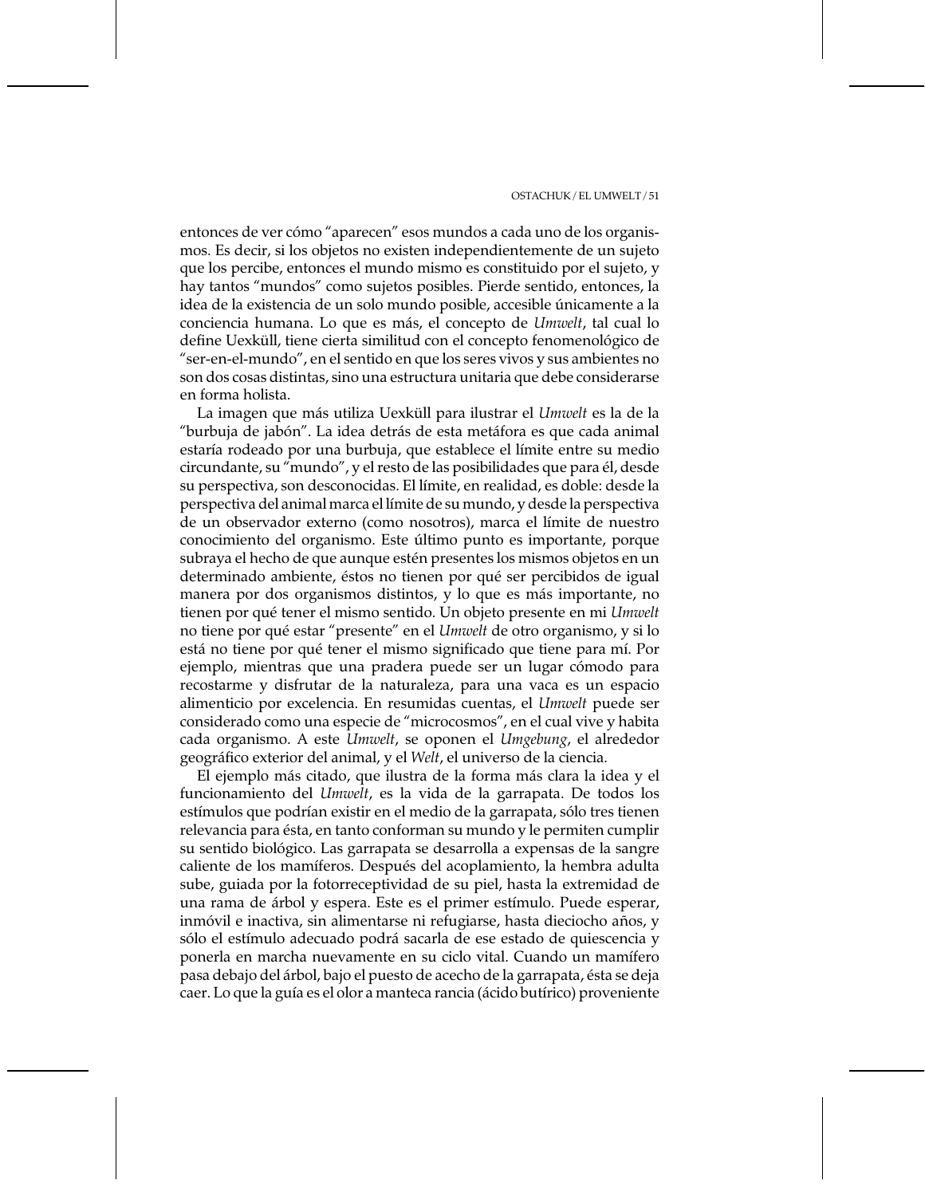entonces de ver cómo "aparecen" esos mundos a cada uno de los organismos. Es decir, si los objetos no existen independientemente de un sujeto que los percibe, entonces el mundo mismo es constituido por el sujeto, y hay tantos "mundos" como sujetos posibles. Pierde sentido, entonces, la idea de la existencia de un solo mundo posible, accesible únicamente a la conciencia humana. Lo que es más, el concepto de *Umwelt*, tal cual lo define Uexküll, tiene cierta similitud con el concepto fenomenológico de "ser-en-el-mundo", en el sentido en que los seres vivos y sus ambientes no son dos cosas distintas, sino una estructura unitaria que debe considerarse en forma holista.

La imagen que más utiliza Uexküll para ilustrar el *Umwelt* es la de la "burbuja de jabón". La idea detrás de esta metáfora es que cada animal estaría rodeado por una burbuja, que establece el límite entre su medio circundante, su "mundo", y el resto de las posibilidades que para él, desde su perspectiva, son desconocidas. El límite, en realidad, es doble: desde la perspectiva del animal marca el límite de su mundo, y desde la perspectiva de un observador externo (como nosotros), marca el límite de nuestro conocimiento del organismo. Este último punto es importante, porque subraya el hecho de que aunque estén presentes los mismos objetos en un determinado ambiente, éstos no tienen por qué ser percibidos de igual manera por dos organismos distintos, y lo que es más importante, no tienen por qué tener el mismo sentido. Un objeto presente en mi *Umwelt* no tiene por qué estar "presente" en el *Umwelt* de otro organismo, y si lo está no tiene por qué tener el mismo significado que tiene para mí. Por ejemplo, mientras que una pradera puede ser un lugar cómodo para recostarme y disfrutar de la naturaleza, para una vaca es un espacio alimenticio por excelencia. En resumidas cuentas, el *Umwelt* puede ser considerado como una especie de "microcosmos", en el cual vive y habita cada organismo. A este *Umwelt*, se oponen el *Umgebung*, el alrededor geográfico exterior del animal, y el *Welt*, el universo de la ciencia.

El ejemplo más citado, que ilustra de la forma más clara la idea y el funcionamiento del *Umwelt*, es la vida de la garrapata. De todos los estímulos que podrían existir en el medio de la garrapata, sólo tres tienen relevancia para ésta, en tanto conforman su mundo y le permiten cumplir su sentido biológico. Las garrapata se desarrolla a expensas de la sangre caliente de los mamíferos. Después del acoplamiento, la hembra adulta sube, guiada por la fotorreceptividad de su piel, hasta la extremidad de una rama de árbol y espera. Este es el primer estímulo. Puede esperar, inmóvil e inactiva, sin alimentarse ni refugiarse, hasta dieciocho años, y sólo el estímulo adecuado podrá sacarla de ese estado de quiescencia y ponerla en marcha nuevamente en su ciclo vital. Cuando un mamífero pasa debajo del árbol, bajo el puesto de acecho de la garrapata, ésta se deja caer. Lo que la guía es el olor a manteca rancia (ácido butírico) proveniente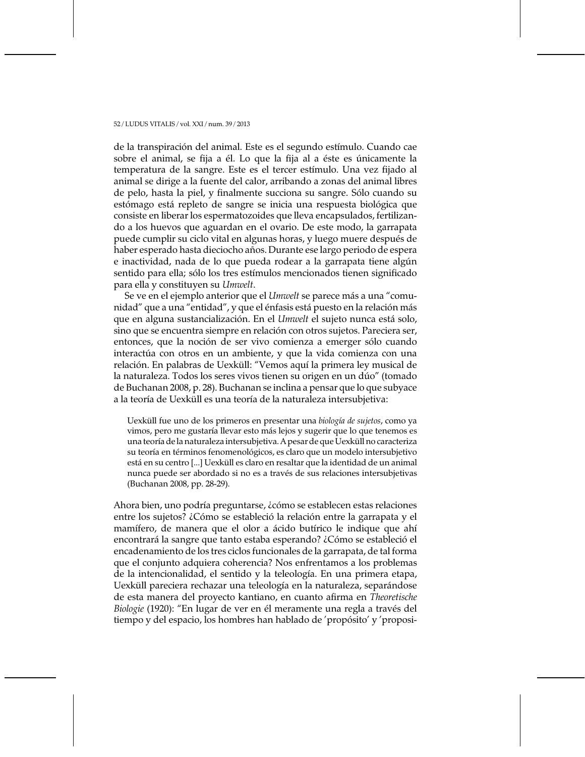de la transpiración del animal. Este es el segundo estímulo. Cuando cae sobre el animal, se fija a él. Lo que la fija al a éste es únicamente la temperatura de la sangre. Este es el tercer estímulo. Una vez fijado al animal se dirige a la fuente del calor, arribando a zonas del animal libres de pelo, hasta la piel, y finalmente succiona su sangre. Sólo cuando su estómago está repleto de sangre se inicia una respuesta biológica que consiste en liberar los espermatozoides que lleva encapsulados, fertilizando a los huevos que aguardan en el ovario. De este modo, la garrapata puede cumplir su ciclo vital en algunas horas, y luego muere después de haber esperado hasta dieciocho años. Durante ese largo periodo de espera e inactividad, nada de lo que pueda rodear a la garrapata tiene algún sentido para ella; sólo los tres estímulos mencionados tienen significado para ella y constituyen su *Umwelt*.

Se ve en el ejemplo anterior que el *Umwelt* se parece más a una "comunidad" que a una "entidad", y que el énfasis está puesto en la relación más que en alguna sustancialización. En el *Umwelt* el sujeto nunca está solo, sino que se encuentra siempre en relación con otros sujetos. Pareciera ser, entonces, que la noción de ser vivo comienza a emerger sólo cuando interactúa con otros en un ambiente, y que la vida comienza con una relación. En palabras de Uexküll: "Vemos aquí la primera ley musical de la naturaleza. Todos los seres vivos tienen su origen en un dúo" (tomado de Buchanan 2008, p. 28). Buchanan se inclina a pensar que lo que subyace a la teoría de Uexküll es una teoría de la naturaleza intersubjetiva:

> Uexküll fue uno de los primeros en presentar una *biología de sujetos*, como ya vimos, pero me gustaría llevar esto más lejos y sugerir que lo que tenemos es una teoría de la naturaleza intersubjetiva. A pesar de que Uexküll no caracteriza su teoría en términos fenomenológicos, es claro que un modelo intersubjetivo está en su centro [...] Uexküll es claro en resaltar que la identidad de un animal nunca puede ser abordado si no es a través de sus relaciones intersubjetivas (Buchanan 2008, pp. 28-29).

Ahora bien, uno podría preguntarse, ¿cómo se establecen estas relaciones entre los sujetos? ¿Cómo se estableció la relación entre la garrapata y el mamífero, de manera que el olor a ácido butírico le indique que ahí encontrará la sangre que tanto estaba esperando? ¿Cómo se estableció el encadenamiento de los tres ciclos funcionales de la garrapata, de tal forma que el conjunto adquiera coherencia? Nos enfrentamos a los problemas de la intencionalidad, el sentido y la teleología. En una primera etapa, Uexküll pareciera rechazar una teleología en la naturaleza, separándose de esta manera del proyecto kantiano, en cuanto afirma en *Theoretische Biologie* (1920): "En lugar de ver en él meramente una regla a través del tiempo y del espacio, los hombres han hablado de 'propósito' y 'proposi-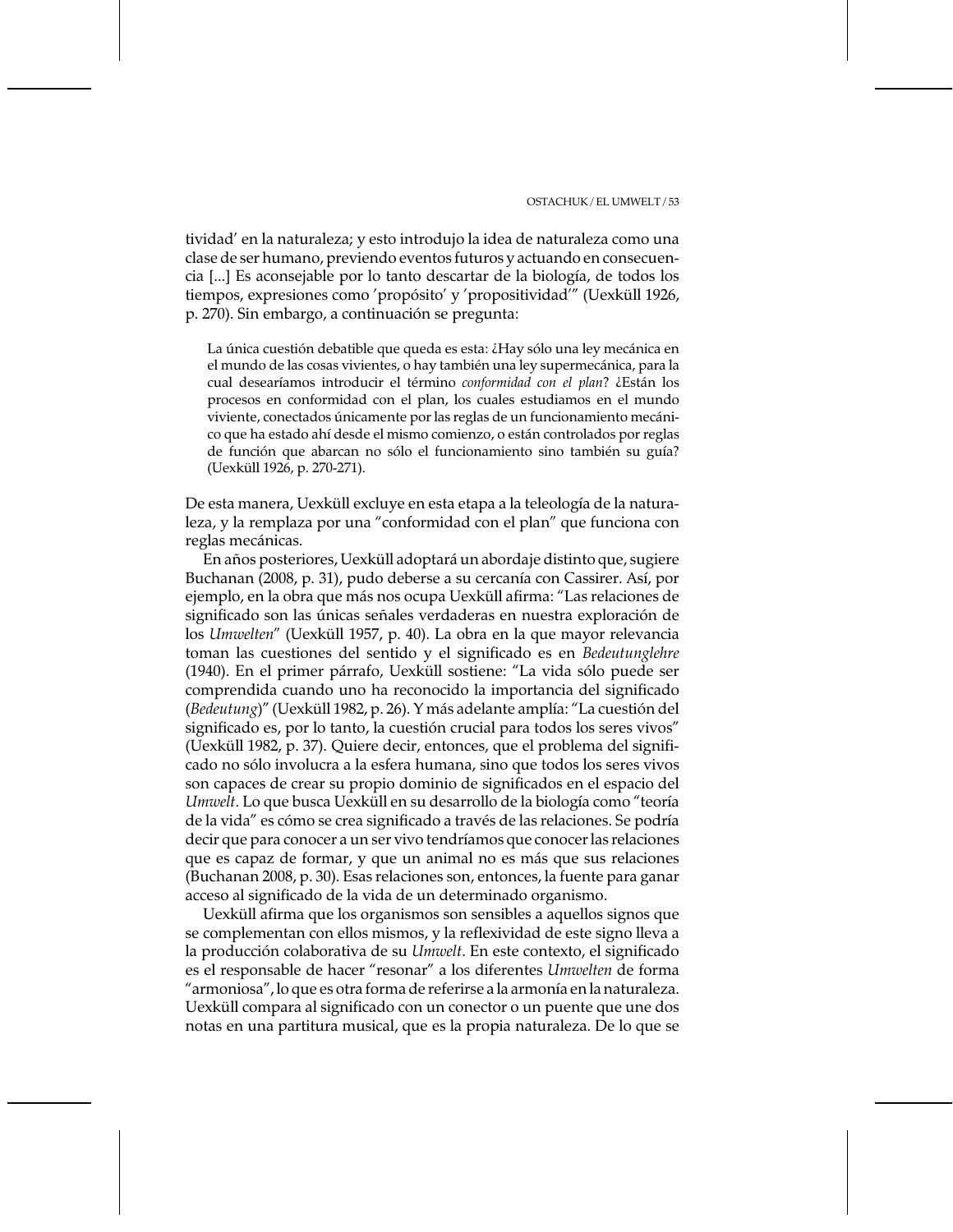tividad' en la naturaleza; y esto introdujo la idea de naturaleza como una clase de ser humano, previendo eventos futuros y actuando en consecuencia [...] Es aconsejable por lo tanto descartar de la biología, de todos los tiempos, expresiones como 'propósito' y 'propositividad'" (Uexküll 1926, p. 270). Sin embargo, a continuación se pregunta:

> La única cuestión debatible que queda es esta: ¿Hay sólo una ley mecánica en el mundo de las cosas vivientes, o hay también una ley supermecánica, para la cual desearíamos introducir el término *conformidad con el plan*? ¿Están los procesos en conformidad con el plan, los cuales estudiamos en el mundo viviente, conectados únicamente por las reglas de un funcionamiento mecánico que ha estado ahí desde el mismo comienzo, o están controlados por reglas de función que abarcan no sólo el funcionamiento sino también su guía? (Uexküll 1926, p. 270-271).

De esta manera, Uexküll excluye en esta etapa a la teleología de la naturaleza, y la remplaza por una "conformidad con el plan" que funciona con reglas mecánicas.

En años posteriores, Uexküll adoptará un abordaje distinto que, sugiere Buchanan (2008, p. 31), pudo deberse a su cercanía con Cassirer. Así, por ejemplo, en la obra que más nos ocupa Uexküll afirma: "Las relaciones de significado son las únicas señales verdaderas en nuestra exploración de los *Umwelten*" (Uexküll 1957, p. 40). La obra en la que mayor relevancia toman las cuestiones del sentido y el significado es en *Bedeutunglehre* (1940). En el primer párrafo, Uexküll sostiene: "La vida sólo puede ser comprendida cuando uno ha reconocido la importancia del significado (*Bedeutung*)" (Uexküll 1982, p. 26). Y más adelante amplía: "La cuestión del significado es, por lo tanto, la cuestión crucial para todos los seres vivos" (Uexküll 1982, p. 37). Quiere decir, entonces, que el problema del significado no sólo involucra a la esfera humana, sino que todos los seres vivos son capaces de crear su propio dominio de significados en el espacio del *Umwelt*. Lo que busca Uexküll en su desarrollo de la biología como "teoría de la vida" es cómo se crea significado a través de las relaciones. Se podría decir que para conocer a un ser vivo tendríamos que conocer las relaciones que es capaz de formar, y que un animal no es más que sus relaciones (Buchanan 2008, p. 30). Esas relaciones son, entonces, la fuente para ganar acceso al significado de la vida de un determinado organismo.

Uexküll afirma que los organismos son sensibles a aquellos signos que se complementan con ellos mismos, y la reflexividad de este signo lleva a la producción colaborativa de su *Umwelt*. En este contexto, el significado es el responsable de hacer "resonar" a los diferentes *Umwelten* de forma "armoniosa", lo que es otra forma de referirse a la armonía en la naturaleza. Uexküll compara al significado con un conector o un puente que une dos notas en una partitura musical, que es la propia naturaleza. De lo que se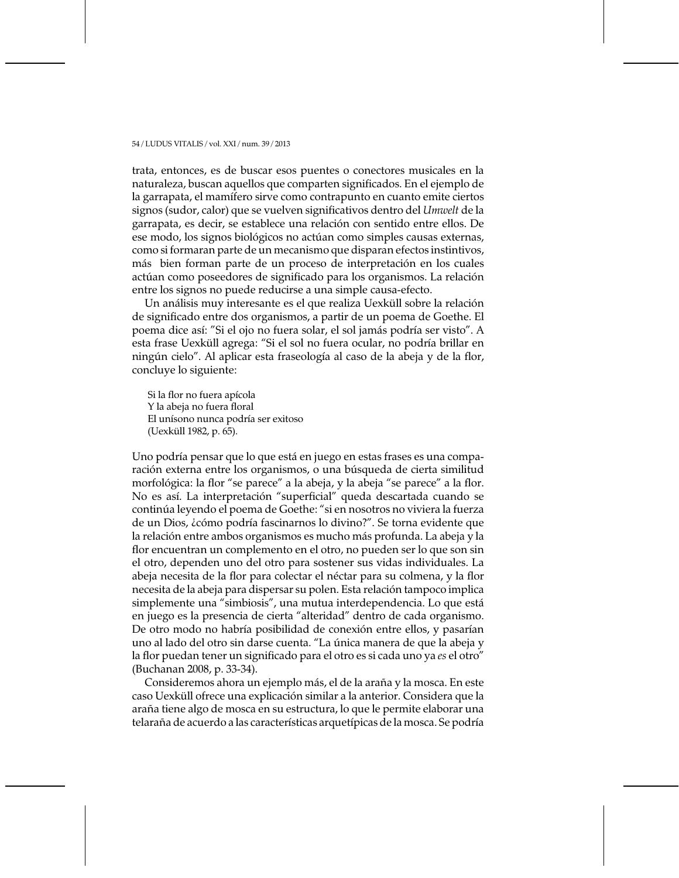trata, entonces, es de buscar esos puentes o conectores musicales en la naturaleza, buscan aquellos que comparten significados. En el ejemplo de la garrapata, el mamífero sirve como contrapunto en cuanto emite ciertos signos (sudor, calor) que se vuelven significativos dentro del *Umwelt* de la garrapata, es decir, se establece una relación con sentido entre ellos. De ese modo, los signos biológicos no actúan como simples causas externas, como si formaran parte de un mecanismo que disparan efectos instintivos, más bien forman parte de un proceso de interpretación en los cuales actúan como poseedores de significado para los organismos. La relación entre los signos no puede reducirse a una simple causa-efecto.

Un análisis muy interesante es el que realiza Uexküll sobre la relación de significado entre dos organismos, a partir de un poema de Goethe. El poema dice así: "Si el ojo no fuera solar, el sol jamás podría ser visto". A esta frase Uexküll agrega: "Si el sol no fuera ocular, no podría brillar en ningún cielo". Al aplicar esta fraseología al caso de la abeja y de la flor, concluye lo siguiente:

> Si la flor no fuera apícola
> Y la abeja no fuera floral
> El unísono nunca podría ser exitoso
> (Uexküll 1982, p. 65).

Uno podría pensar que lo que está en juego en estas frases es una comparación externa entre los organismos, o una búsqueda de cierta similitud morfológica: la flor "se parece" a la abeja, y la abeja "se parece" a la flor. No es así. La interpretación "superficial" queda descartada cuando se continúa leyendo el poema de Goethe: "si en nosotros no viviera la fuerza de un Dios, ¿cómo podría fascinarnos lo divino?". Se torna evidente que la relación entre ambos organismos es mucho más profunda. La abeja y la flor encuentran un complemento en el otro, no pueden ser lo que son sin el otro, dependen uno del otro para sostener sus vidas individuales. La abeja necesita de la flor para colectar el néctar para su colmena, y la flor necesita de la abeja para dispersar su polen. Esta relación tampoco implica simplemente una "simbiosis", una mutua interdependencia. Lo que está en juego es la presencia de cierta "alteridad" dentro de cada organismo. De otro modo no habría posibilidad de conexión entre ellos, y pasarían uno al lado del otro sin darse cuenta. "La única manera de que la abeja y la flor puedan tener un significado para el otro es si cada uno ya *es* el otro" (Buchanan 2008, p. 33-34).

Consideremos ahora un ejemplo más, el de la araña y la mosca. En este caso Uexküll ofrece una explicación similar a la anterior. Considera que la araña tiene algo de mosca en su estructura, lo que le permite elaborar una telaraña de acuerdo a las características arquetípicas de la mosca. Se podría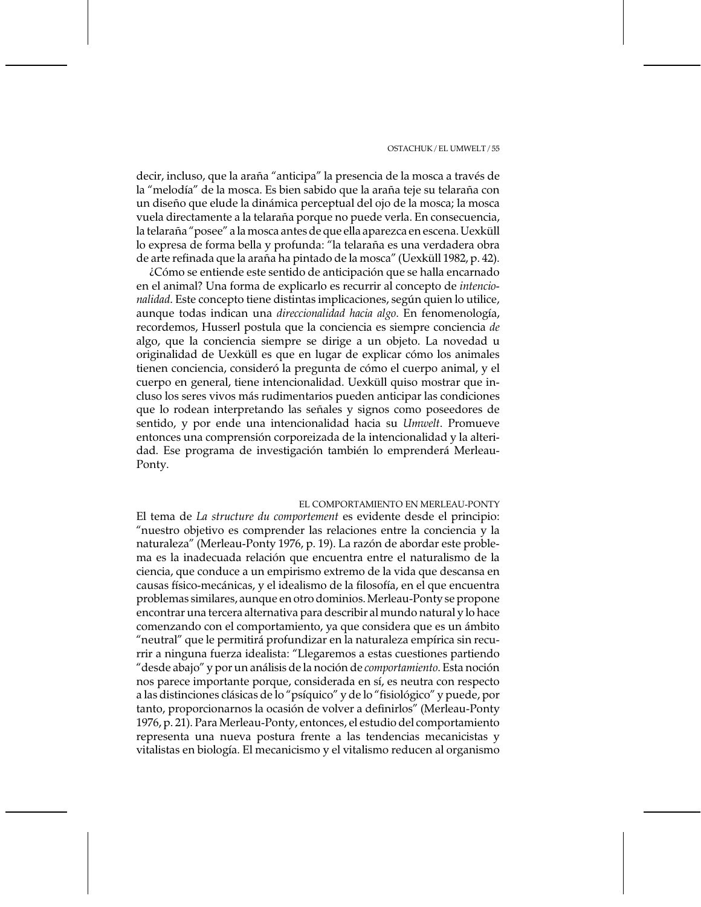decir, incluso, que la araña "anticipa" la presencia de la mosca a través de la "melodía" de la mosca. Es bien sabido que la araña teje su telaraña con un diseño que elude la dinámica perceptual del ojo de la mosca; la mosca vuela directamente a la telaraña porque no puede verla. En consecuencia, la telaraña "posee" a la mosca antes de que ella aparezca en escena. Uexküll lo expresa de forma bella y profunda: "la telaraña es una verdadera obra de arte refinada que la araña ha pintado de la mosca" (Uexküll 1982, p. 42).

¿Cómo se entiende este sentido de anticipación que se halla encarnado en el animal? Una forma de explicarlo es recurrir al concepto de *intencionalidad*. Este concepto tiene distintas implicaciones, según quien lo utilice, aunque todas indican una *direccionalidad hacia algo*. En fenomenología, recordemos, Husserl postula que la conciencia es siempre conciencia *de* algo, que la conciencia siempre se dirige a un objeto. La novedad u originalidad de Uexküll es que en lugar de explicar cómo los animales tienen conciencia, consideró la pregunta de cómo el cuerpo animal, y el cuerpo en general, tiene intencionalidad. Uexküll quiso mostrar que incluso los seres vivos más rudimentarios pueden anticipar las condiciones que lo rodean interpretando las señales y signos como poseedores de sentido, y por ende una intencionalidad hacia su *Umwelt*. Promueve entonces una comprensión corporeizada de la intencionalidad y la alteridad. Ese programa de investigación también lo emprenderá Merleau-Ponty.

## EL COMPORTAMIENTO EN MERLEAU-PONTY

El tema de *La structure du comportement* es evidente desde el principio: "nuestro objetivo es comprender las relaciones entre la conciencia y la naturaleza" (Merleau-Ponty 1976, p. 19). La razón de abordar este problema es la inadecuada relación que encuentra entre el naturalismo de la ciencia, que conduce a un empirismo extremo de la vida que descansa en causas físico-mecánicas, y el idealismo de la filosofía, en el que encuentra problemas similares, aunque en otro dominios. Merleau-Ponty se propone encontrar una tercera alternativa para describir al mundo natural y lo hace comenzando con el comportamiento, ya que considera que es un ámbito "neutral" que le permitirá profundizar en la naturaleza empírica sin recurrir a ninguna fuerza idealista: "Llegaremos a estas cuestiones partiendo "desde abajo" y por un análisis de la noción de *comportamiento*. Esta noción nos parece importante porque, considerada en sí, es neutra con respecto a las distinciones clásicas de lo "psíquico" y de lo "fisiológico" y puede, por tanto, proporcionarnos la ocasión de volver a definirlos" (Merleau-Ponty 1976, p. 21). Para Merleau-Ponty, entonces, el estudio del comportamiento representa una nueva postura frente a las tendencias mecanicistas y vitalistas en biología. El mecanicismo y el vitalismo reducen al organismo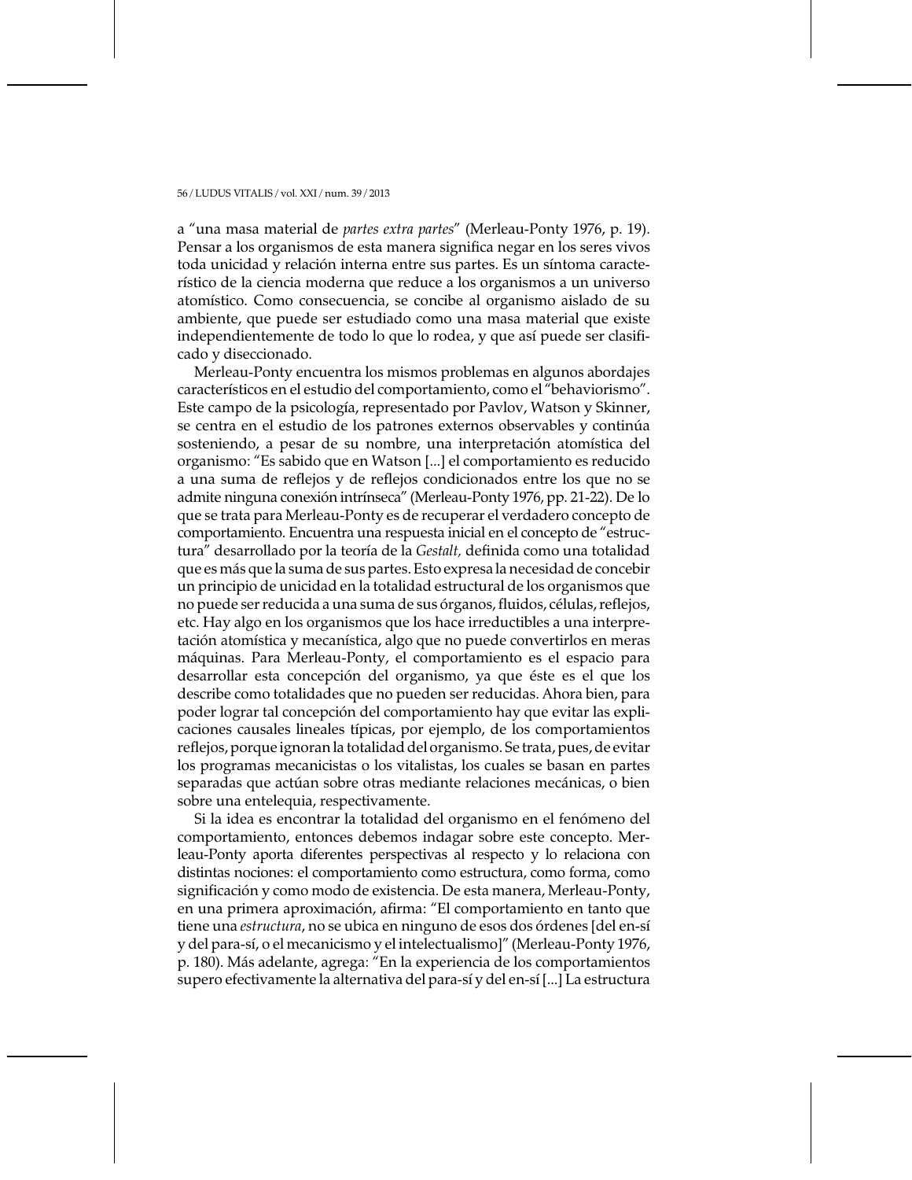a "una masa material de *partes extra partes*" (Merleau-Ponty 1976, p. 19). Pensar a los organismos de esta manera significa negar en los seres vivos toda unicidad y relación interna entre sus partes. Es un síntoma característico de la ciencia moderna que reduce a los organismos a un universo atomístico. Como consecuencia, se concibe al organismo aislado de su ambiente, que puede ser estudiado como una masa material que existe independientemente de todo lo que lo rodea, y que así puede ser clasificado y diseccionado.

Merleau-Ponty encuentra los mismos problemas en algunos abordajes característicos en el estudio del comportamiento, como el "behaviorismo". Este campo de la psicología, representado por Pavlov, Watson y Skinner, se centra en el estudio de los patrones externos observables y continúa sosteniendo, a pesar de su nombre, una interpretación atomística del organismo: "Es sabido que en Watson [...] el comportamiento es reducido a una suma de reflejos y de reflejos condicionados entre los que no se admite ninguna conexión intrínseca" (Merleau-Ponty 1976, pp. 21-22). De lo que se trata para Merleau-Ponty es de recuperar el verdadero concepto de comportamiento. Encuentra una respuesta inicial en el concepto de "estructura" desarrollado por la teoría de la *Gestalt,* definida como una totalidad que es más que la suma de sus partes. Esto expresa la necesidad de concebir un principio de unicidad en la totalidad estructural de los organismos que no puede ser reducida a una suma de sus órganos, fluidos, células, reflejos, etc. Hay algo en los organismos que los hace irreductibles a una interpretación atomística y mecanística, algo que no puede convertirlos en meras máquinas. Para Merleau-Ponty, el comportamiento es el espacio para desarrollar esta concepción del organismo, ya que éste es el que los describe como totalidades que no pueden ser reducidas. Ahora bien, para poder lograr tal concepción del comportamiento hay que evitar las explicaciones causales lineales típicas, por ejemplo, de los comportamientos reflejos, porque ignoran la totalidad del organismo. Se trata, pues, de evitar los programas mecanicistas o los vitalistas, los cuales se basan en partes separadas que actúan sobre otras mediante relaciones mecánicas, o bien sobre una entelequia, respectivamente.

Si la idea es encontrar la totalidad del organismo en el fenómeno del comportamiento, entonces debemos indagar sobre este concepto. Merleau-Ponty aporta diferentes perspectivas al respecto y lo relaciona con distintas nociones: el comportamiento como estructura, como forma, como significación y como modo de existencia. De esta manera, Merleau-Ponty, en una primera aproximación, afirma: "El comportamiento en tanto que tiene una *estructura*, no se ubica en ninguno de esos dos órdenes [del en-sí y del para-sí, o el mecanicismo y el intelectualismo]" (Merleau-Ponty 1976, p. 180). Más adelante, agrega: "En la experiencia de los comportamientos supero efectivamente la alternativa del para-sí y del en-sí [...] La estructura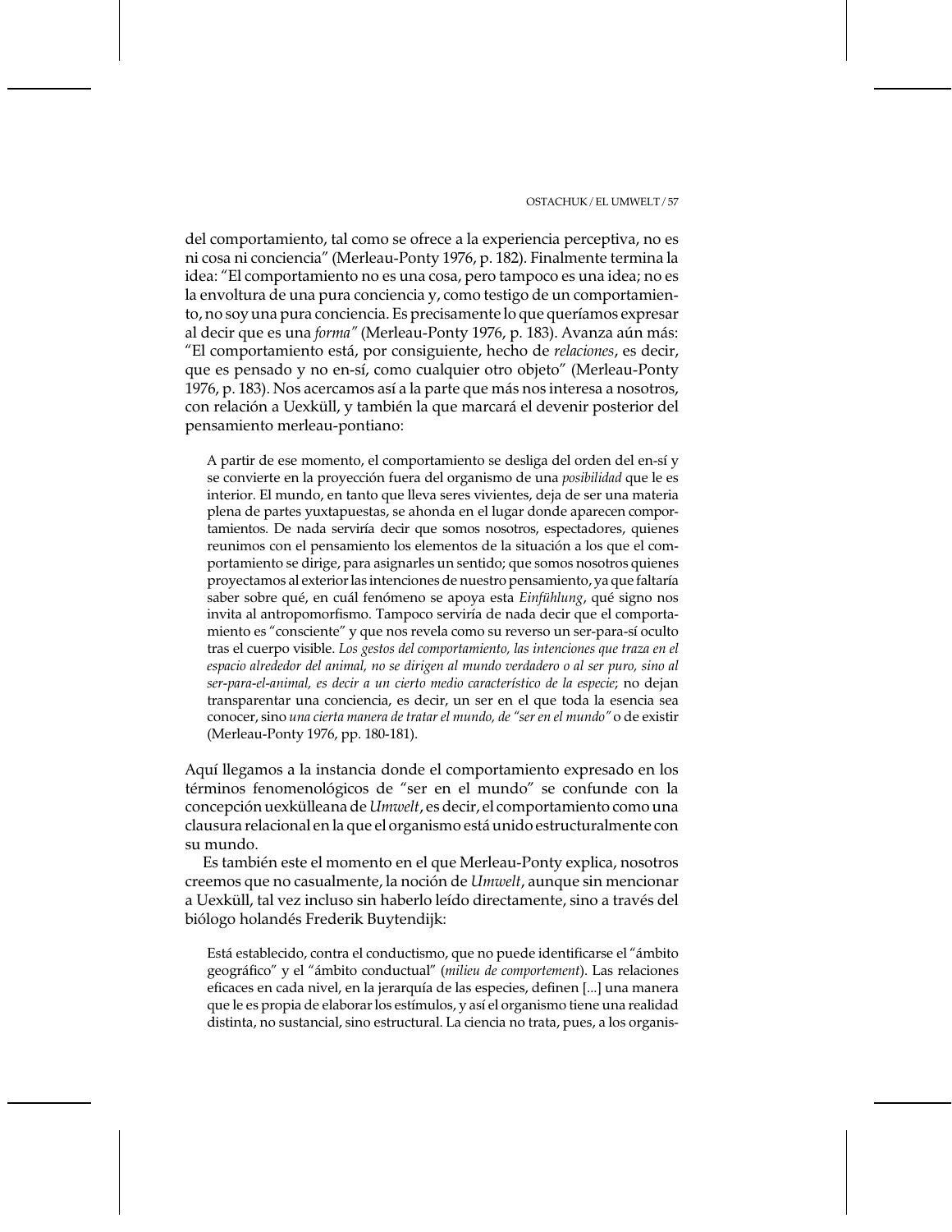del comportamiento, tal como se ofrece a la experiencia perceptiva, no es ni cosa ni conciencia" (Merleau-Ponty 1976, p. 182). Finalmente termina la idea: "El comportamiento no es una cosa, pero tampoco es una idea; no es la envoltura de una pura conciencia y, como testigo de un comportamiento, no soy una pura conciencia. Es precisamente lo que queríamos expresar al decir que es una *forma"* (Merleau-Ponty 1976, p. 183). Avanza aún más: "El comportamiento está, por consiguiente, hecho de *relaciones*, es decir, que es pensado y no en-sí, como cualquier otro objeto" (Merleau-Ponty 1976, p. 183). Nos acercamos así a la parte que más nos interesa a nosotros, con relación a Uexküll, y también la que marcará el devenir posterior del pensamiento merleau-pontiano:

> A partir de ese momento, el comportamiento se desliga del orden del en-sí y se convierte en la proyección fuera del organismo de una *posibilidad* que le es interior. El mundo, en tanto que lleva seres vivientes, deja de ser una materia plena de partes yuxtapuestas, se ahonda en el lugar donde aparecen comportamientos. De nada serviría decir que somos nosotros, espectadores, quienes reunimos con el pensamiento los elementos de la situación a los que el comportamiento se dirige, para asignarles un sentido; que somos nosotros quienes proyectamos al exterior las intenciones de nuestro pensamiento, ya que faltaría saber sobre qué, en cuál fenómeno se apoya esta *Einfühlung*, qué signo nos invita al antropomorfismo. Tampoco serviría de nada decir que el comportamiento es "consciente" y que nos revela como su reverso un ser-para-sí oculto tras el cuerpo visible. *Los gestos del comportamiento, las intenciones que traza en el espacio alrededor del animal, no se dirigen al mundo verdadero o al ser puro, sino al ser-para-el-animal, es decir a un cierto medio característico de la especie*; no dejan transparentar una conciencia, es decir, un ser en el que toda la esencia sea conocer, sino *una cierta manera de tratar el mundo, de "ser en el mundo"* o de existir (Merleau-Ponty 1976, pp. 180-181).

Aquí llegamos a la instancia donde el comportamiento expresado en los términos fenomenológicos de "ser en el mundo" se confunde con la concepción uexkülleana de *Umwelt*, es decir, el comportamiento como una clausura relacional en la que el organismo está unido estructuralmente con su mundo.

Es también este el momento en el que Merleau-Ponty explica, nosotros creemos que no casualmente, la noción de *Umwelt*, aunque sin mencionar a Uexküll, tal vez incluso sin haberlo leído directamente, sino a través del biólogo holandés Frederik Buytendijk:

> Está establecido, contra el conductismo, que no puede identificarse el "ámbito geográfico" y el "ámbito conductual" (*milieu de comportement*). Las relaciones eficaces en cada nivel, en la jerarquía de las especies, definen [...] una manera que le es propia de elaborar los estímulos, y así el organismo tiene una realidad distinta, no sustancial, sino estructural. La ciencia no trata, pues, a los organis-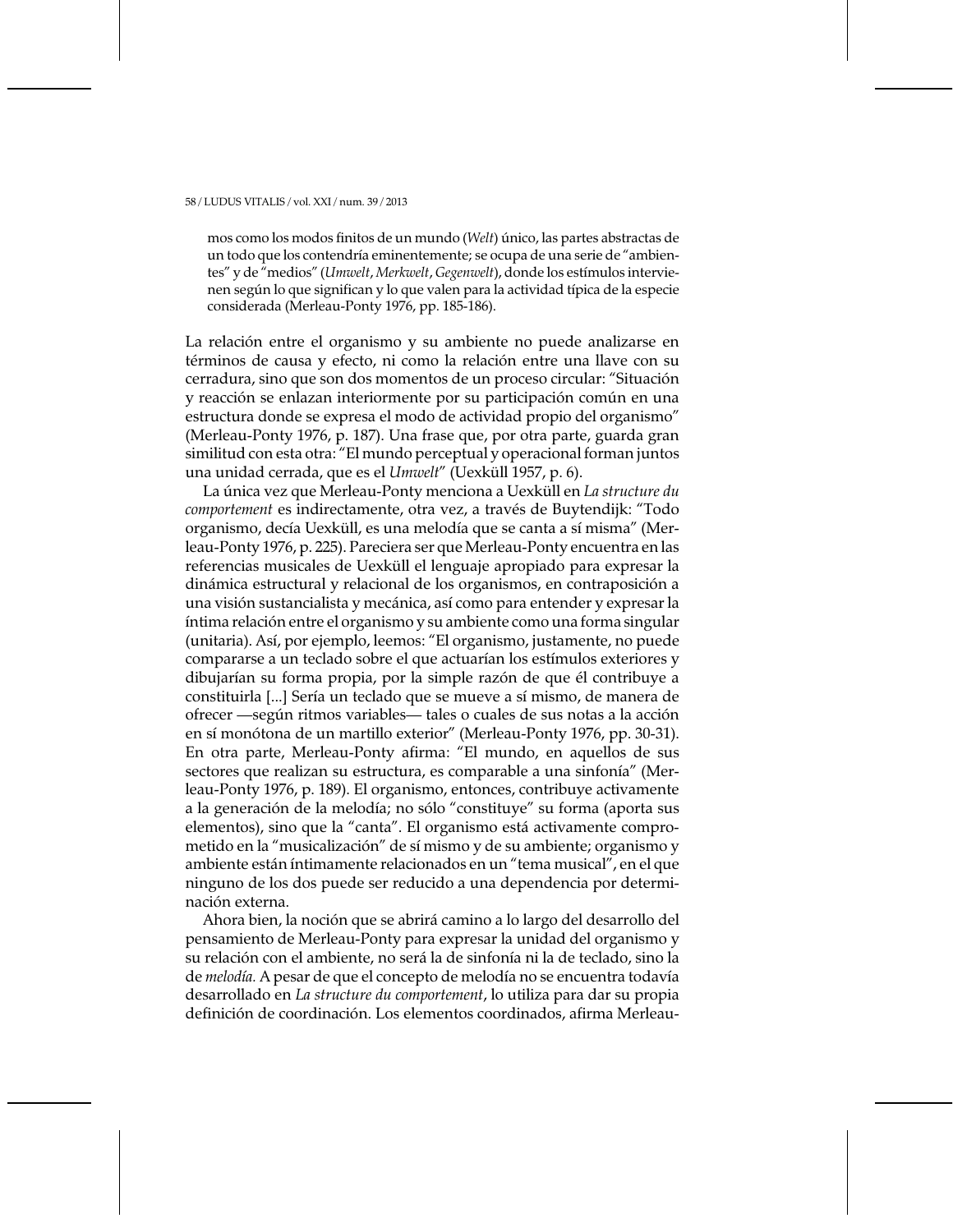mos como los modos finitos de un mundo (*Welt*) único, las partes abstractas de un todo que los contendría eminentemente; se ocupa de una serie de "ambientes" y de "medios" (*Umwelt*, *Merkwelt*, *Gegenwelt*), donde los estímulos intervienen según lo que significan y lo que valen para la actividad típica de la especie considerada (Merleau-Ponty 1976, pp. 185-186).

La relación entre el organismo y su ambiente no puede analizarse en términos de causa y efecto, ni como la relación entre una llave con su cerradura, sino que son dos momentos de un proceso circular: "Situación y reacción se enlazan interiormente por su participación común en una estructura donde se expresa el modo de actividad propio del organismo" (Merleau-Ponty 1976, p. 187). Una frase que, por otra parte, guarda gran similitud con esta otra: "El mundo perceptual y operacional forman juntos una unidad cerrada, que es el *Umwelt*" (Uexküll 1957, p. 6).

La única vez que Merleau-Ponty menciona a Uexküll en *La structure du comportement* es indirectamente, otra vez, a través de Buytendijk: "Todo organismo, decía Uexküll, es una melodía que se canta a sí misma" (Merleau-Ponty 1976, p. 225). Pareciera ser que Merleau-Ponty encuentra en las referencias musicales de Uexküll el lenguaje apropiado para expresar la dinámica estructural y relacional de los organismos, en contraposición a una visión sustancialista y mecánica, así como para entender y expresar la íntima relación entre el organismo y su ambiente como una forma singular (unitaria). Así, por ejemplo, leemos: "El organismo, justamente, no puede compararse a un teclado sobre el que actuarían los estímulos exteriores y dibujarían su forma propia, por la simple razón de que él contribuye a constituirla [...] Sería un teclado que se mueve a sí mismo, de manera de ofrecer —según ritmos variables— tales o cuales de sus notas a la acción en sí monótona de un martillo exterior" (Merleau-Ponty 1976, pp. 30-31). En otra parte, Merleau-Ponty afirma: "El mundo, en aquellos de sus sectores que realizan su estructura, es comparable a una sinfonía" (Merleau-Ponty 1976, p. 189). El organismo, entonces, contribuye activamente a la generación de la melodía; no sólo "constituye" su forma (aporta sus elementos), sino que la "canta". El organismo está activamente comprometido en la "musicalización" de sí mismo y de su ambiente; organismo y ambiente están íntimamente relacionados en un "tema musical", en el que ninguno de los dos puede ser reducido a una dependencia por determinación externa.

Ahora bien, la noción que se abrirá camino a lo largo del desarrollo del pensamiento de Merleau-Ponty para expresar la unidad del organismo y su relación con el ambiente, no será la de sinfonía ni la de teclado, sino la de *melodía.* A pesar de que el concepto de melodía no se encuentra todavía desarrollado en *La structure du comportement*, lo utiliza para dar su propia definición de coordinación. Los elementos coordinados, afirma Merleau-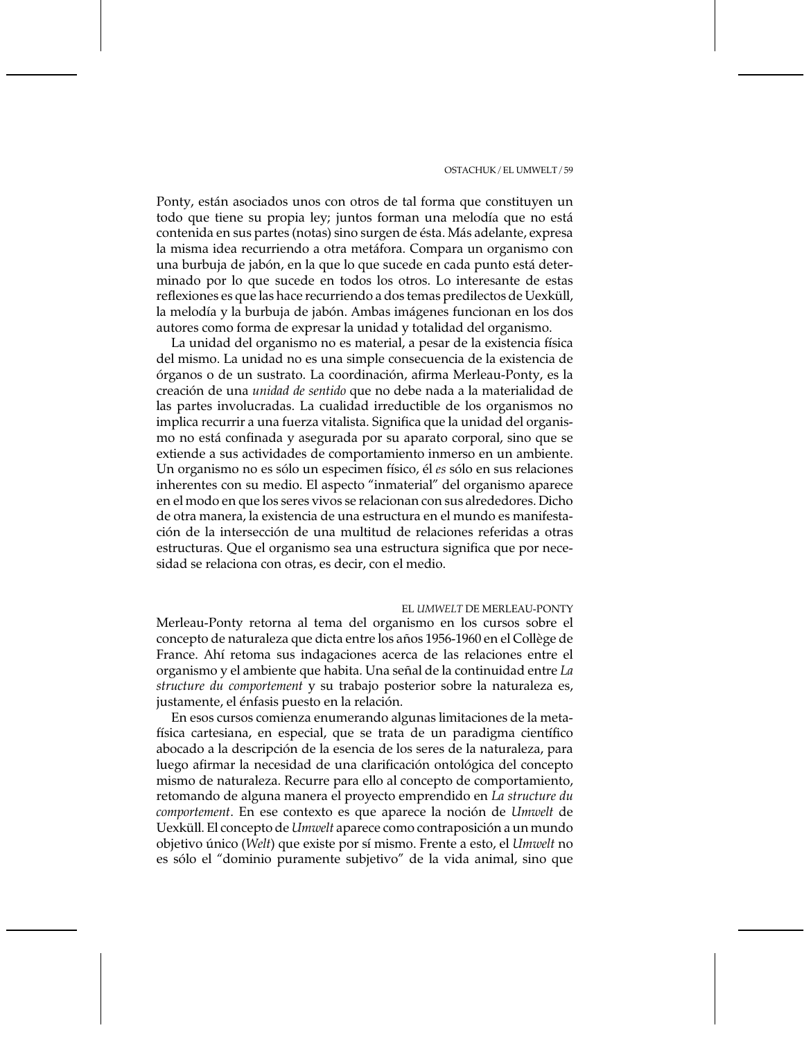Ponty, están asociados unos con otros de tal forma que constituyen un todo que tiene su propia ley; juntos forman una melodía que no está contenida en sus partes (notas) sino surgen de ésta. Más adelante, expresa la misma idea recurriendo a otra metáfora. Compara un organismo con una burbuja de jabón, en la que lo que sucede en cada punto está determinado por lo que sucede en todos los otros. Lo interesante de estas reflexiones es que las hace recurriendo a dos temas predilectos de Uexküll, la melodía y la burbuja de jabón. Ambas imágenes funcionan en los dos autores como forma de expresar la unidad y totalidad del organismo.

La unidad del organismo no es material, a pesar de la existencia física del mismo. La unidad no es una simple consecuencia de la existencia de órganos o de un sustrato. La coordinación, afirma Merleau-Ponty, es la creación de una *unidad de sentido* que no debe nada a la materialidad de las partes involucradas. La cualidad irreductible de los organismos no implica recurrir a una fuerza vitalista. Significa que la unidad del organismo no está confinada y asegurada por su aparato corporal, sino que se extiende a sus actividades de comportamiento inmerso en un ambiente. Un organismo no es sólo un especimen físico, él *es* sólo en sus relaciones inherentes con su medio. El aspecto "inmaterial" del organismo aparece en el modo en que los seres vivos se relacionan con sus alrededores. Dicho de otra manera, la existencia de una estructura en el mundo es manifestación de la intersección de una multitud de relaciones referidas a otras estructuras. Que el organismo sea una estructura significa que por necesidad se relaciona con otras, es decir, con el medio.

## EL *UMWELT* DE MERLEAU-PONTY

Merleau-Ponty retorna al tema del organismo en los cursos sobre el concepto de naturaleza que dicta entre los años 1956-1960 en el Collège de France. Ahí retoma sus indagaciones acerca de las relaciones entre el organismo y el ambiente que habita. Una señal de la continuidad entre *La structure du comportement* y su trabajo posterior sobre la naturaleza es, justamente, el énfasis puesto en la relación.

En esos cursos comienza enumerando algunas limitaciones de la metafísica cartesiana, en especial, que se trata de un paradigma científico abocado a la descripción de la esencia de los seres de la naturaleza, para luego afirmar la necesidad de una clarificación ontológica del concepto mismo de naturaleza. Recurre para ello al concepto de comportamiento, retomando de alguna manera el proyecto emprendido en *La structure du comportement*. En ese contexto es que aparece la noción de *Umwelt* de Uexküll. El concepto de *Umwelt* aparece como contraposición a un mundo objetivo único (*Welt*) que existe por sí mismo. Frente a esto, el *Umwelt* no es sólo el "dominio puramente subjetivo" de la vida animal, sino que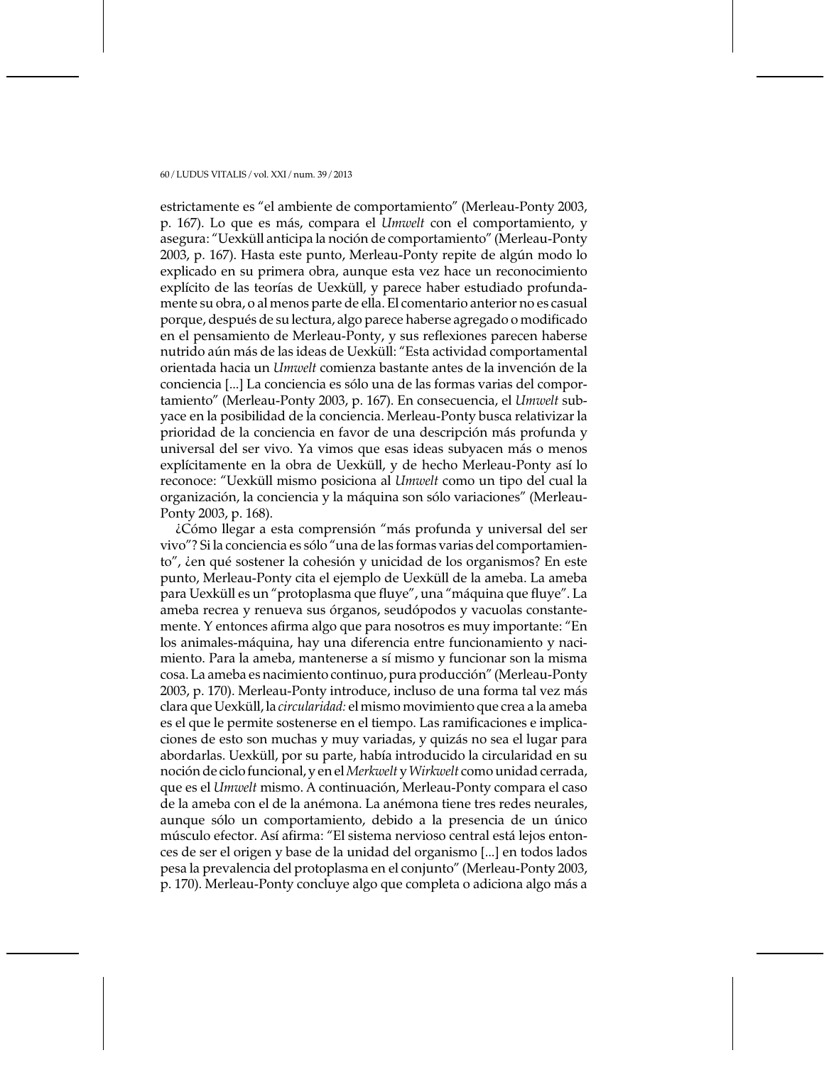estrictamente es "el ambiente de comportamiento" (Merleau-Ponty 2003, p. 167). Lo que es más, compara el *Umwelt* con el comportamiento, y asegura: "Uexküll anticipa la noción de comportamiento" (Merleau-Ponty 2003, p. 167). Hasta este punto, Merleau-Ponty repite de algún modo lo explicado en su primera obra, aunque esta vez hace un reconocimiento explícito de las teorías de Uexküll, y parece haber estudiado profundamente su obra, o al menos parte de ella. El comentario anterior no es casual porque, después de su lectura, algo parece haberse agregado o modificado en el pensamiento de Merleau-Ponty, y sus reflexiones parecen haberse nutrido aún más de las ideas de Uexküll: "Esta actividad comportamental orientada hacia un *Umwelt* comienza bastante antes de la invención de la conciencia [...] La conciencia es sólo una de las formas varias del comportamiento" (Merleau-Ponty 2003, p. 167). En consecuencia, el *Umwelt* subyace en la posibilidad de la conciencia. Merleau-Ponty busca relativizar la prioridad de la conciencia en favor de una descripción más profunda y universal del ser vivo. Ya vimos que esas ideas subyacen más o menos explícitamente en la obra de Uexküll, y de hecho Merleau-Ponty así lo reconoce: "Uexküll mismo posiciona al *Umwelt* como un tipo del cual la organización, la conciencia y la máquina son sólo variaciones" (Merleau-Ponty 2003, p. 168).

¿Cómo llegar a esta comprensión "más profunda y universal del ser vivo"? Si la conciencia es sólo "una de las formas varias del comportamiento", ¿en qué sostener la cohesión y unicidad de los organismos? En este punto, Merleau-Ponty cita el ejemplo de Uexküll de la ameba. La ameba para Uexküll es un "protoplasma que fluye", una "máquina que fluye". La ameba recrea y renueva sus órganos, seudópodos y vacuolas constantemente. Y entonces afirma algo que para nosotros es muy importante: "En los animales-máquina, hay una diferencia entre funcionamiento y nacimiento. Para la ameba, mantenerse a sí mismo y funcionar son la misma cosa. La ameba es nacimiento continuo, pura producción" (Merleau-Ponty 2003, p. 170). Merleau-Ponty introduce, incluso de una forma tal vez más clara que Uexküll, la *circularidad:* el mismo movimiento que crea a la ameba es el que le permite sostenerse en el tiempo. Las ramificaciones e implicaciones de esto son muchas y muy variadas, y quizás no sea el lugar para abordarlas. Uexküll, por su parte, había introducido la circularidad en su noción de ciclo funcional, y en el *Merkwelt* y *Wirkwelt* como unidad cerrada, que es el *Umwelt* mismo. A continuación, Merleau-Ponty compara el caso de la ameba con el de la anémona. La anémona tiene tres redes neurales, aunque sólo un comportamiento, debido a la presencia de un único músculo efector. Así afirma: "El sistema nervioso central está lejos entonces de ser el origen y base de la unidad del organismo [...] en todos lados pesa la prevalencia del protoplasma en el conjunto" (Merleau-Ponty 2003, p. 170). Merleau-Ponty concluye algo que completa o adiciona algo más a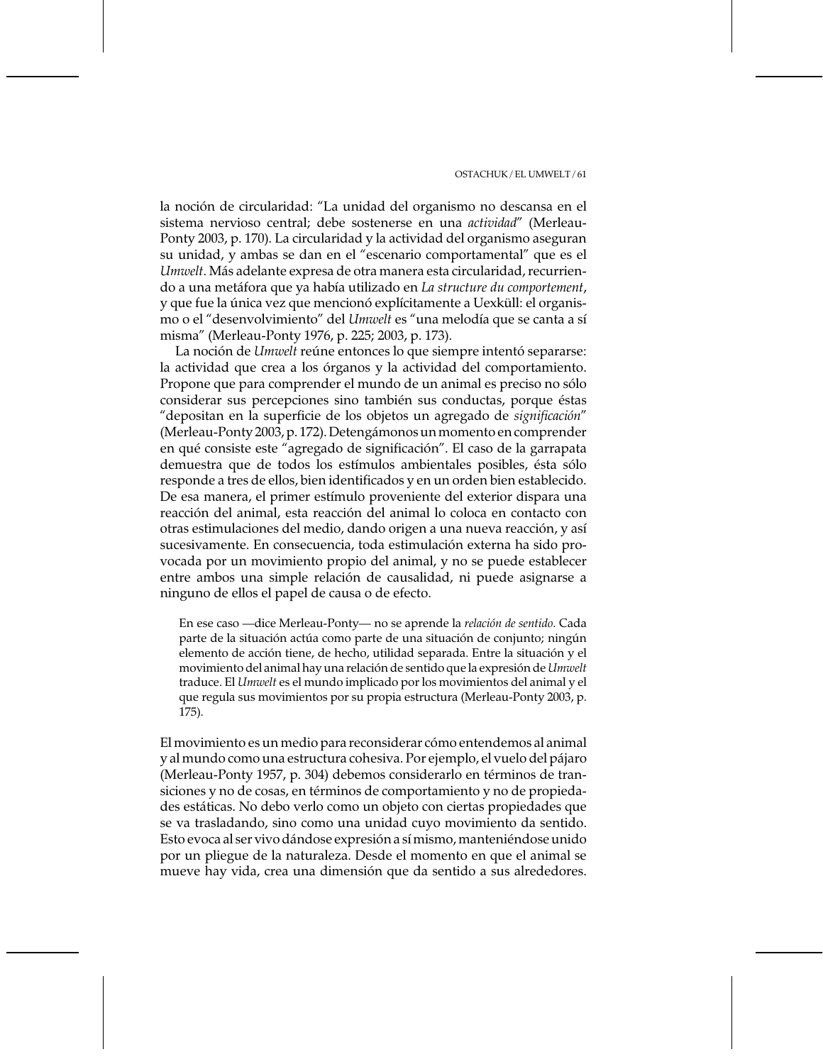la noción de circularidad: "La unidad del organismo no descansa en el sistema nervioso central; debe sostenerse en una *actividad*" (Merleau-Ponty 2003, p. 170). La circularidad y la actividad del organismo aseguran su unidad, y ambas se dan en el "escenario comportamental" que es el *Umwelt*. Más adelante expresa de otra manera esta circularidad, recurriendo a una metáfora que ya había utilizado en *La structure du comportement*, y que fue la única vez que mencionó explícitamente a Uexküll: el organismo o el "desenvolvimiento" del *Umwelt* es "una melodía que se canta a sí misma" (Merleau-Ponty 1976, p. 225; 2003, p. 173).

La noción de *Umwelt* reúne entonces lo que siempre intentó separarse: la actividad que crea a los órganos y la actividad del comportamiento. Propone que para comprender el mundo de un animal es preciso no sólo considerar sus percepciones sino también sus conductas, porque éstas "depositan en la superficie de los objetos un agregado de *significación*" (Merleau-Ponty 2003, p. 172). Detengámonos un momento en comprender en qué consiste este "agregado de significación". El caso de la garrapata demuestra que de todos los estímulos ambientales posibles, ésta sólo responde a tres de ellos, bien identificados y en un orden bien establecido. De esa manera, el primer estímulo proveniente del exterior dispara una reacción del animal, esta reacción del animal lo coloca en contacto con otras estimulaciones del medio, dando origen a una nueva reacción, y así sucesivamente. En consecuencia, toda estimulación externa ha sido provocada por un movimiento propio del animal, y no se puede establecer entre ambos una simple relación de causalidad, ni puede asignarse a ninguno de ellos el papel de causa o de efecto.

> En ese caso —dice Merleau-Ponty— no se aprende la *relación de sentido*. Cada parte de la situación actúa como parte de una situación de conjunto; ningún elemento de acción tiene, de hecho, utilidad separada. Entre la situación y el movimiento del animal hay una relación de sentido que la expresión de *Umwelt* traduce. El *Umwelt* es el mundo implicado por los movimientos del animal y el que regula sus movimientos por su propia estructura (Merleau-Ponty 2003, p. 175).

El movimiento es un medio para reconsiderar cómo entendemos al animal y al mundo como una estructura cohesiva. Por ejemplo, el vuelo del pájaro (Merleau-Ponty 1957, p. 304) debemos considerarlo en términos de transiciones y no de cosas, en términos de comportamiento y no de propiedades estáticas. No debo verlo como un objeto con ciertas propiedades que se va trasladando, sino como una unidad cuyo movimiento da sentido. Esto evoca al ser vivo dándose expresión a sí mismo, manteniéndose unido por un pliegue de la naturaleza. Desde el momento en que el animal se mueve hay vida, crea una dimensión que da sentido a sus alrededores.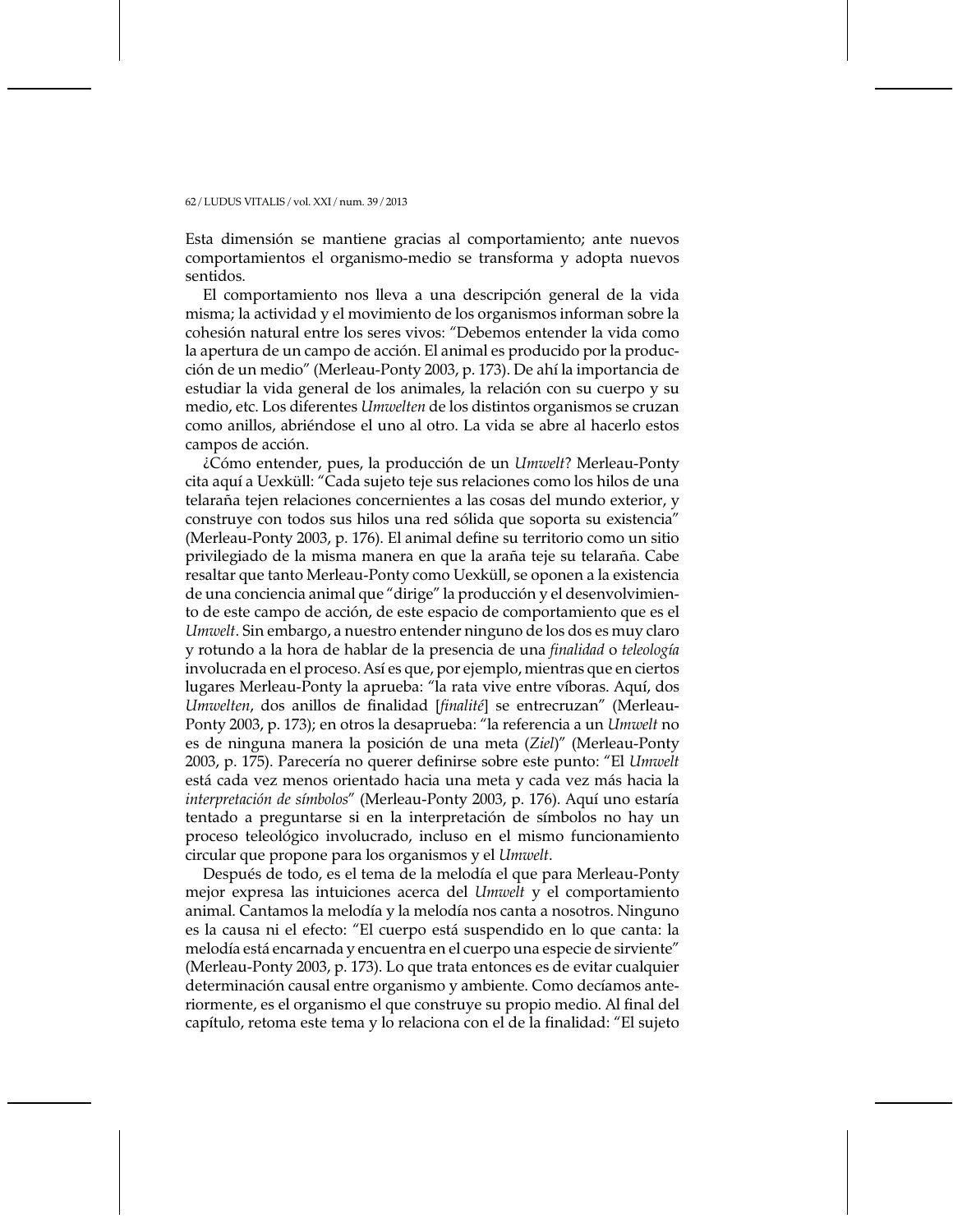Esta dimensión se mantiene gracias al comportamiento; ante nuevos comportamientos el organismo-medio se transforma y adopta nuevos sentidos.

El comportamiento nos lleva a una descripción general de la vida misma; la actividad y el movimiento de los organismos informan sobre la cohesión natural entre los seres vivos: "Debemos entender la vida como la apertura de un campo de acción. El animal es producido por la producción de un medio" (Merleau-Ponty 2003, p. 173). De ahí la importancia de estudiar la vida general de los animales, la relación con su cuerpo y su medio, etc. Los diferentes *Umwelten* de los distintos organismos se cruzan como anillos, abriéndose el uno al otro. La vida se abre al hacerlo estos campos de acción.

¿Cómo entender, pues, la producción de un *Umwelt*? Merleau-Ponty cita aquí a Uexküll: "Cada sujeto teje sus relaciones como los hilos de una telaraña tejen relaciones concernientes a las cosas del mundo exterior, y construye con todos sus hilos una red sólida que soporta su existencia" (Merleau-Ponty 2003, p. 176). El animal define su territorio como un sitio privilegiado de la misma manera en que la araña teje su telaraña. Cabe resaltar que tanto Merleau-Ponty como Uexküll, se oponen a la existencia de una conciencia animal que "dirige" la producción y el desenvolvimiento de este campo de acción, de este espacio de comportamiento que es el *Umwelt*. Sin embargo, a nuestro entender ninguno de los dos es muy claro y rotundo a la hora de hablar de la presencia de una *finalidad* o *teleología* involucrada en el proceso. Así es que, por ejemplo, mientras que en ciertos lugares Merleau-Ponty la aprueba: "la rata vive entre víboras. Aquí, dos *Umwelten*, dos anillos de finalidad [*finalité*] se entrecruzan" (Merleau-Ponty 2003, p. 173); en otros la desaprueba: "la referencia a un *Umwelt* no es de ninguna manera la posición de una meta (*Ziel*)" (Merleau-Ponty 2003, p. 175). Parecería no querer definirse sobre este punto: "El *Umwelt* está cada vez menos orientado hacia una meta y cada vez más hacia la *interpretación de símbolos*" (Merleau-Ponty 2003, p. 176). Aquí uno estaría tentado a preguntarse si en la interpretación de símbolos no hay un proceso teleológico involucrado, incluso en el mismo funcionamiento circular que propone para los organismos y el *Umwelt*.

Después de todo, es el tema de la melodía el que para Merleau-Ponty mejor expresa las intuiciones acerca del *Umwelt* y el comportamiento animal. Cantamos la melodía y la melodía nos canta a nosotros. Ninguno es la causa ni el efecto: "El cuerpo está suspendido en lo que canta: la melodía está encarnada y encuentra en el cuerpo una especie de sirviente" (Merleau-Ponty 2003, p. 173). Lo que trata entonces es de evitar cualquier determinación causal entre organismo y ambiente. Como decíamos anteriormente, es el organismo el que construye su propio medio. Al final del capítulo, retoma este tema y lo relaciona con el de la finalidad: "El sujeto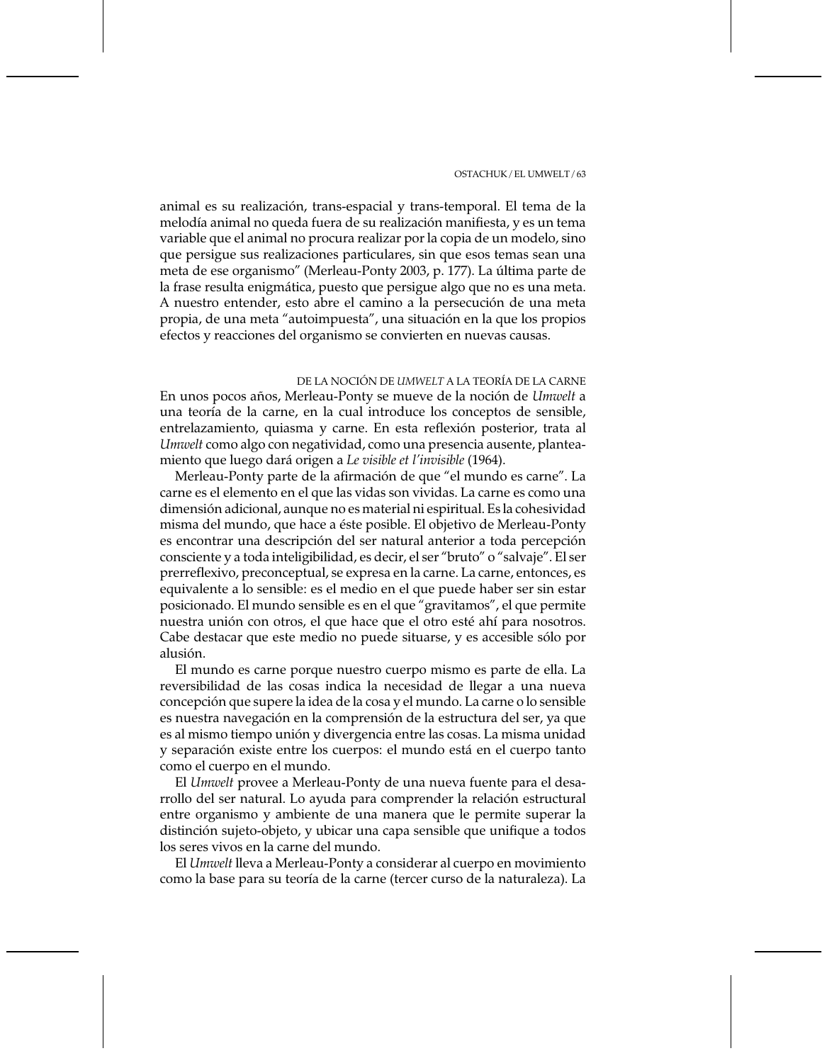animal es su realización, trans-espacial y trans-temporal. El tema de la melodía animal no queda fuera de su realización manifiesta, y es un tema variable que el animal no procura realizar por la copia de un modelo, sino que persigue sus realizaciones particulares, sin que esos temas sean una meta de ese organismo" (Merleau-Ponty 2003, p. 177). La última parte de la frase resulta enigmática, puesto que persigue algo que no es una meta. A nuestro entender, esto abre el camino a la persecución de una meta propia, de una meta "autoimpuesta", una situación en la que los propios efectos y reacciones del organismo se convierten en nuevas causas.

## DE LA NOCIÓN DE *UMWELT* A LA TEORÍA DE LA CARNE

En unos pocos años, Merleau-Ponty se mueve de la noción de *Umwelt* a una teoría de la carne, en la cual introduce los conceptos de sensible, entrelazamiento, quiasma y carne. En esta reflexión posterior, trata al *Umwelt* como algo con negatividad, como una presencia ausente, planteamiento que luego dará origen a *Le visible et l'invisible* (1964).

Merleau-Ponty parte de la afirmación de que "el mundo es carne". La carne es el elemento en el que las vidas son vividas. La carne es como una dimensión adicional, aunque no es material ni espiritual. Es la cohesividad misma del mundo, que hace a éste posible. El objetivo de Merleau-Ponty es encontrar una descripción del ser natural anterior a toda percepción consciente y a toda inteligibilidad, es decir, el ser "bruto" o "salvaje". El ser prerreflexivo, preconceptual, se expresa en la carne. La carne, entonces, es equivalente a lo sensible: es el medio en el que puede haber ser sin estar posicionado. El mundo sensible es en el que "gravitamos", el que permite nuestra unión con otros, el que hace que el otro esté ahí para nosotros. Cabe destacar que este medio no puede situarse, y es accesible sólo por alusión.

El mundo es carne porque nuestro cuerpo mismo es parte de ella. La reversibilidad de las cosas indica la necesidad de llegar a una nueva concepción que supere la idea de la cosa y el mundo. La carne o lo sensible es nuestra navegación en la comprensión de la estructura del ser, ya que es al mismo tiempo unión y divergencia entre las cosas. La misma unidad y separación existe entre los cuerpos: el mundo está en el cuerpo tanto como el cuerpo en el mundo.

El *Umwelt* provee a Merleau-Ponty de una nueva fuente para el desarrollo del ser natural. Lo ayuda para comprender la relación estructural entre organismo y ambiente de una manera que le permite superar la distinción sujeto-objeto, y ubicar una capa sensible que unifique a todos los seres vivos en la carne del mundo.

El *Umwelt* lleva a Merleau-Ponty a considerar al cuerpo en movimiento como la base para su teoría de la carne (tercer curso de la naturaleza). La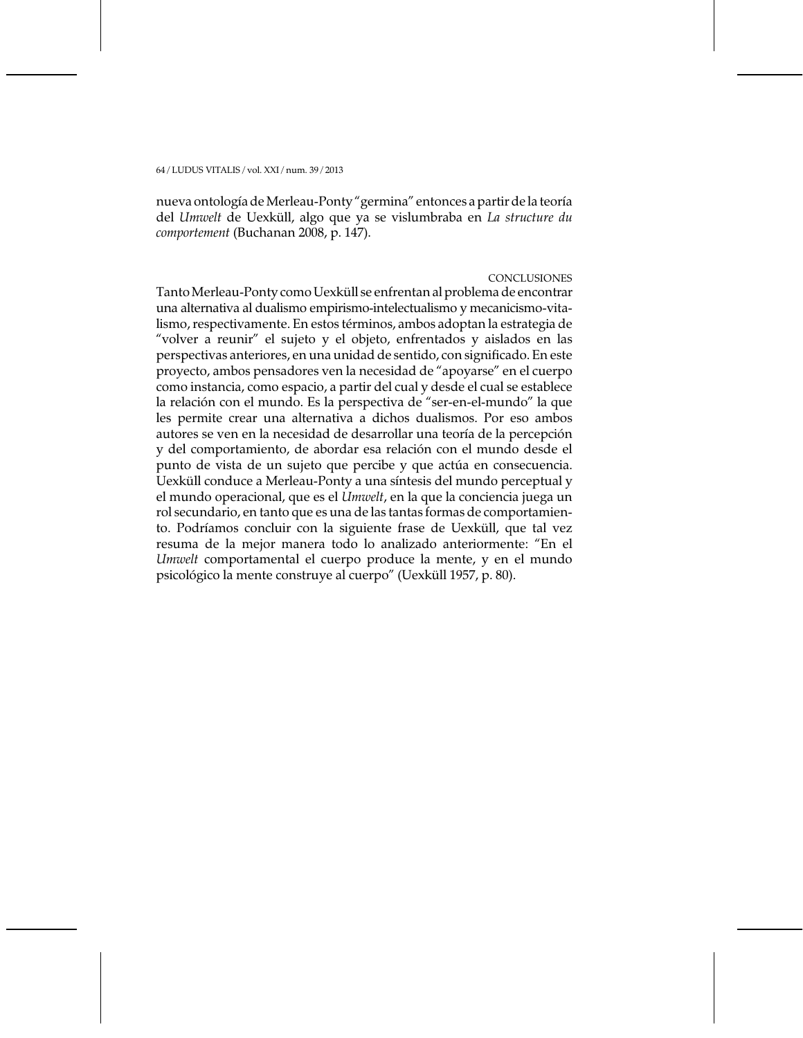nueva ontología de Merleau-Ponty "germina" entonces a partir de la teoría del *Umwelt* de Uexküll, algo que ya se vislumbraba en *La structure du comportement* (Buchanan 2008, p. 147).

## CONCLUSIONES

Tanto Merleau-Ponty como Uexküll se enfrentan al problema de encontrar una alternativa al dualismo empirismo-intelectualismo y mecanicismo-vitalismo, respectivamente. En estos términos, ambos adoptan la estrategia de "volver a reunir" el sujeto y el objeto, enfrentados y aislados en las perspectivas anteriores, en una unidad de sentido, con significado. En este proyecto, ambos pensadores ven la necesidad de "apoyarse" en el cuerpo como instancia, como espacio, a partir del cual y desde el cual se establece la relación con el mundo. Es la perspectiva de "ser-en-el-mundo" la que les permite crear una alternativa a dichos dualismos. Por eso ambos autores se ven en la necesidad de desarrollar una teoría de la percepción y del comportamiento, de abordar esa relación con el mundo desde el punto de vista de un sujeto que percibe y que actúa en consecuencia. Uexküll conduce a Merleau-Ponty a una síntesis del mundo perceptual y el mundo operacional, que es el *Umwelt*, en la que la conciencia juega un rol secundario, en tanto que es una de las tantas formas de comportamiento. Podríamos concluir con la siguiente frase de Uexküll, que tal vez resuma de la mejor manera todo lo analizado anteriormente: "En el *Umwelt* comportamental el cuerpo produce la mente, y en el mundo psicológico la mente construye al cuerpo" (Uexküll 1957, p. 80).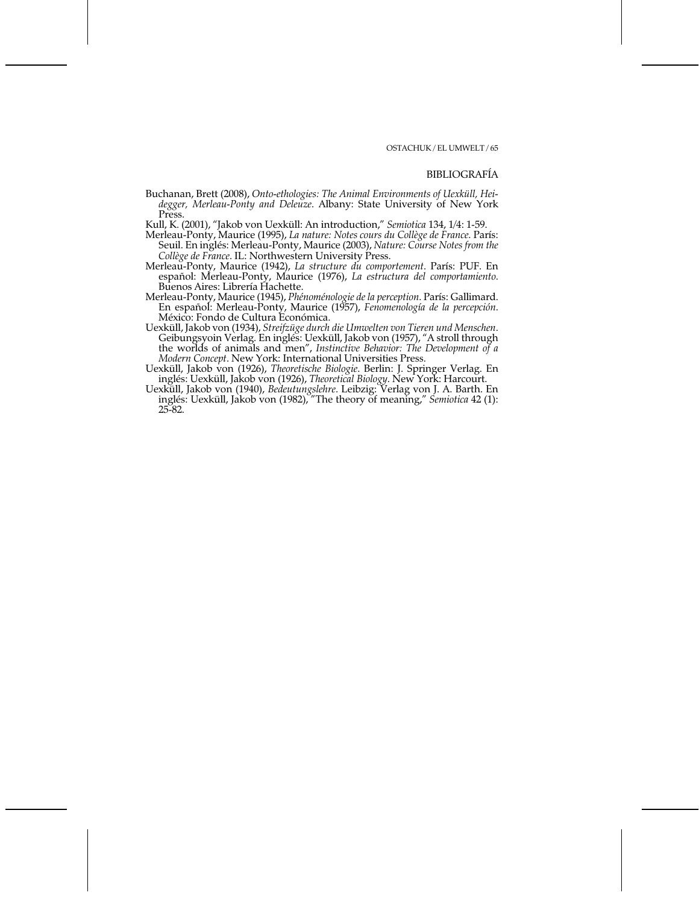## BIBLIOGRAFÍA

Buchanan, Brett (2008), *Onto-ethologies: The Animal Environments of Uexküll, Heidegger, Merleau-Ponty and Deleuze*. Albany: State University of New York Press.

Kull, K. (2001), "Jakob von Uexküll: An introduction," *Semiotica* 134, 1/4: 1-59.

Merleau-Ponty, Maurice (1995), *La nature: Notes cours du Collège de France*. París: Seuil. En inglés: Merleau-Ponty, Maurice (2003), *Nature: Course Notes from the Collège de France*. IL: Northwestern University Press.

Merleau-Ponty, Maurice (1942), *La structure du comportement*. París: PUF. En español: Merleau-Ponty, Maurice (1976), *La estructura del comportamiento*. Buenos Aires: Librería Hachette.

Merleau-Ponty, Maurice (1945), *Phénoménologie de la perception*. París: Gallimard. En español: Merleau-Ponty, Maurice (1957), *Fenomenología de la percepción*. México: Fondo de Cultura Económica.

Uexküll, Jakob von (1934), *Streifzüge durch die Umwelten von Tieren und Menschen*. Geibungsyoin Verlag. En inglés: Uexküll, Jakob von (1957), "A stroll through the worlds of animals and men", *Instinctive Behavior: The Development of a Modern Concept*. New York: International Universities Press.

Uexküll, Jakob von (1926), *Theoretische Biologie*. Berlin: J. Springer Verlag. En inglés: Uexküll, Jakob von (1926), *Theoretical Biology*. New York: Harcourt.

Uexküll, Jakob von (1940), *Bedeutungslehre*. Leibzig: Verlag von J. A. Barth. En inglés: Uexküll, Jakob von (1982), "The theory of meaning," *Semiotica* 42 (1): 25-82.